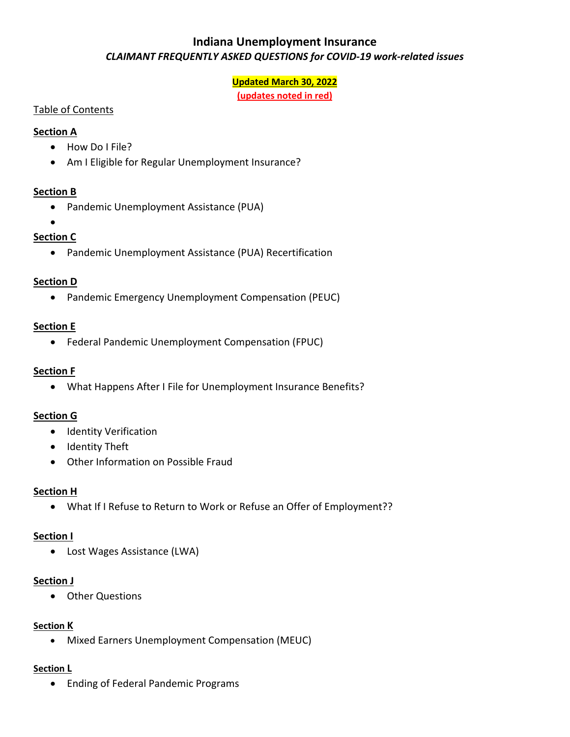# Indiana Unemployment Insurance

*CLAIMANT FREQUENTLY ASKED QUESTIONS for COVID-19 work-related issues*

**Updated March 30, 2022**

**(updates noted in red)**

Table of Contents

**Section A**

- How Do I File?
- Am I Eligible for Regular Unemployment Insurance?

**Section B**

- Pandemic Unemployment Assistance (PUA)
-

**Section C**

- Pandemic Unemployment Assistance (PUA) Recertification

**Section D**

- Pandemic Emergency Unemployment Compensation (PEUC)

**Section E**

- Federal Pandemic Unemployment Compensation (FPUC)

**Section F**

- What Happens After I File for Unemployment Insurance Benefits?

**Section G**

- Identity Verification
- Identity Theft
- Other Information on Possible Fraud

**Section H**

- What If I Refuse to Return to Work or Refuse an Offer of Employment??

**Section I**

- Lost Wages Assistance (LWA)

**Section J**

- Other Questions

**Section K**

- Mixed Earners Unemployment Compensation (MEUC)

**Section L**

- Ending of Federal Pandemic Programs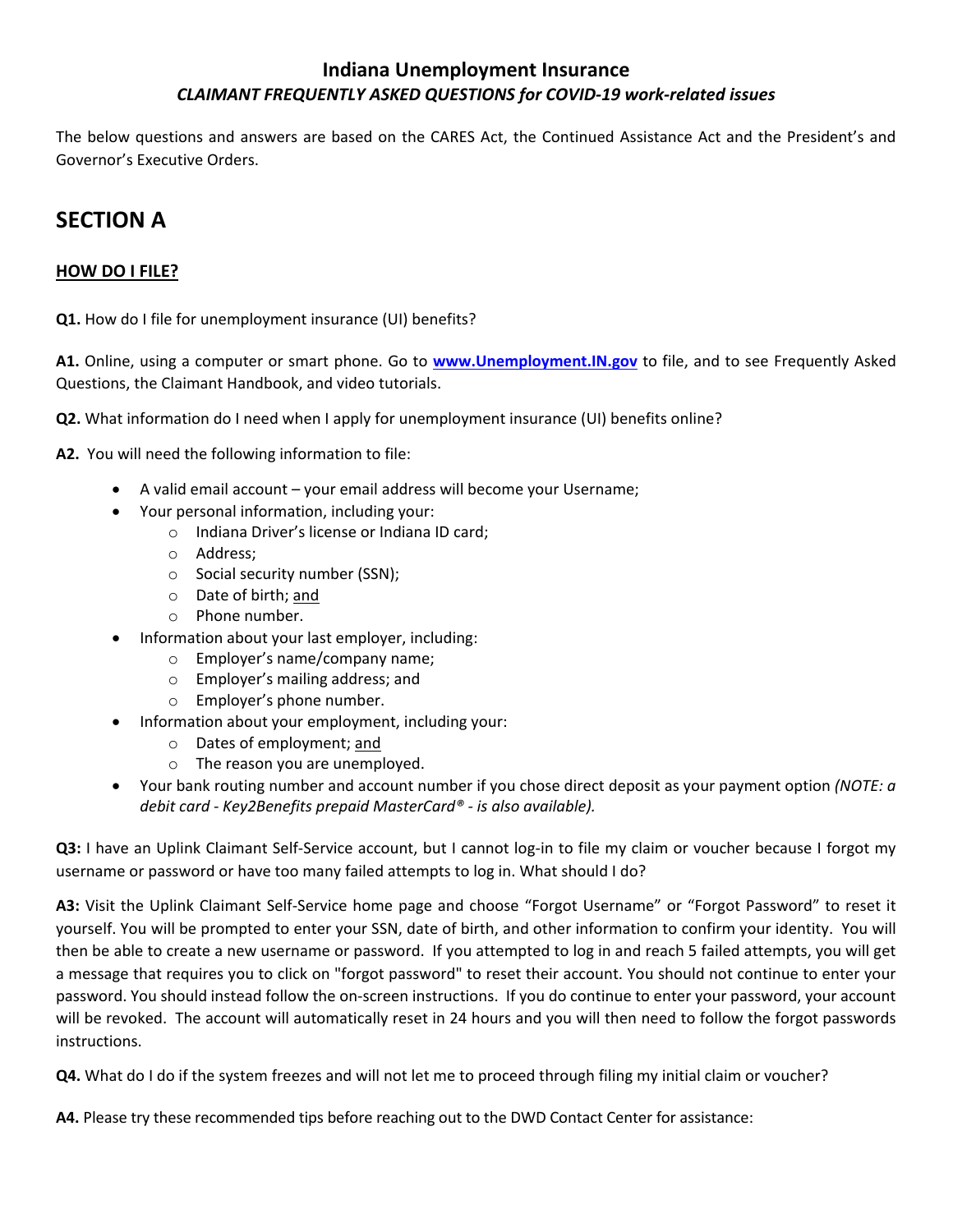# Indiana Unemployment Insurance

### *CLAIMANT FREQUENTLY ASKED QUESTIONS for COVID-19 work-related issues*

The below questions and answers are based on the CARES Act, the Continued Assistance Act and the President's and Governor's Executive Orders.

## SECTION A

### HOW DO I FILE?

**Q1.** How do I file for unemployment insurance (UI) benefits?

**A1.** Online, using a computer or smart phone. Go to **www.Unemployment.IN.gov** to file, and to see Frequently Asked Questions, the Claimant Handbook, and video tutorials.

**Q2.** What information do I need when I apply for unemployment insurance (UI) benefits online?

**A2.** You will need the following information to file:

- A valid email account – your email address will become your Username;
- Your personal information, including your:
  - Indiana Driver's license or Indiana ID card;
  - Address;
  - Social security number (SSN);
  - Date of birth; and
  - Phone number.
- Information about your last employer, including:
  - Employer's name/company name;
  - Employer's mailing address; and
  - Employer's phone number.
- Information about your employment, including your:
  - Dates of employment; and
  - The reason you are unemployed.
- Your bank routing number and account number if you chose direct deposit as your payment option *(NOTE: a debit card - Key2Benefits prepaid MasterCard® - is also available).*

**Q3:** I have an Uplink Claimant Self-Service account, but I cannot log-in to file my claim or voucher because I forgot my username or password or have too many failed attempts to log in. What should I do?

**A3:** Visit the Uplink Claimant Self-Service home page and choose "Forgot Username" or "Forgot Password" to reset it yourself. You will be prompted to enter your SSN, date of birth, and other information to confirm your identity. You will then be able to create a new username or password. If you attempted to log in and reach 5 failed attempts, you will get a message that requires you to click on "forgot password" to reset their account. You should not continue to enter your password. You should instead follow the on-screen instructions. If you do continue to enter your password, your account will be revoked. The account will automatically reset in 24 hours and you will then need to follow the forgot passwords instructions.

**Q4.** What do I do if the system freezes and will not let me to proceed through filing my initial claim or voucher?

**A4.** Please try these recommended tips before reaching out to the DWD Contact Center for assistance: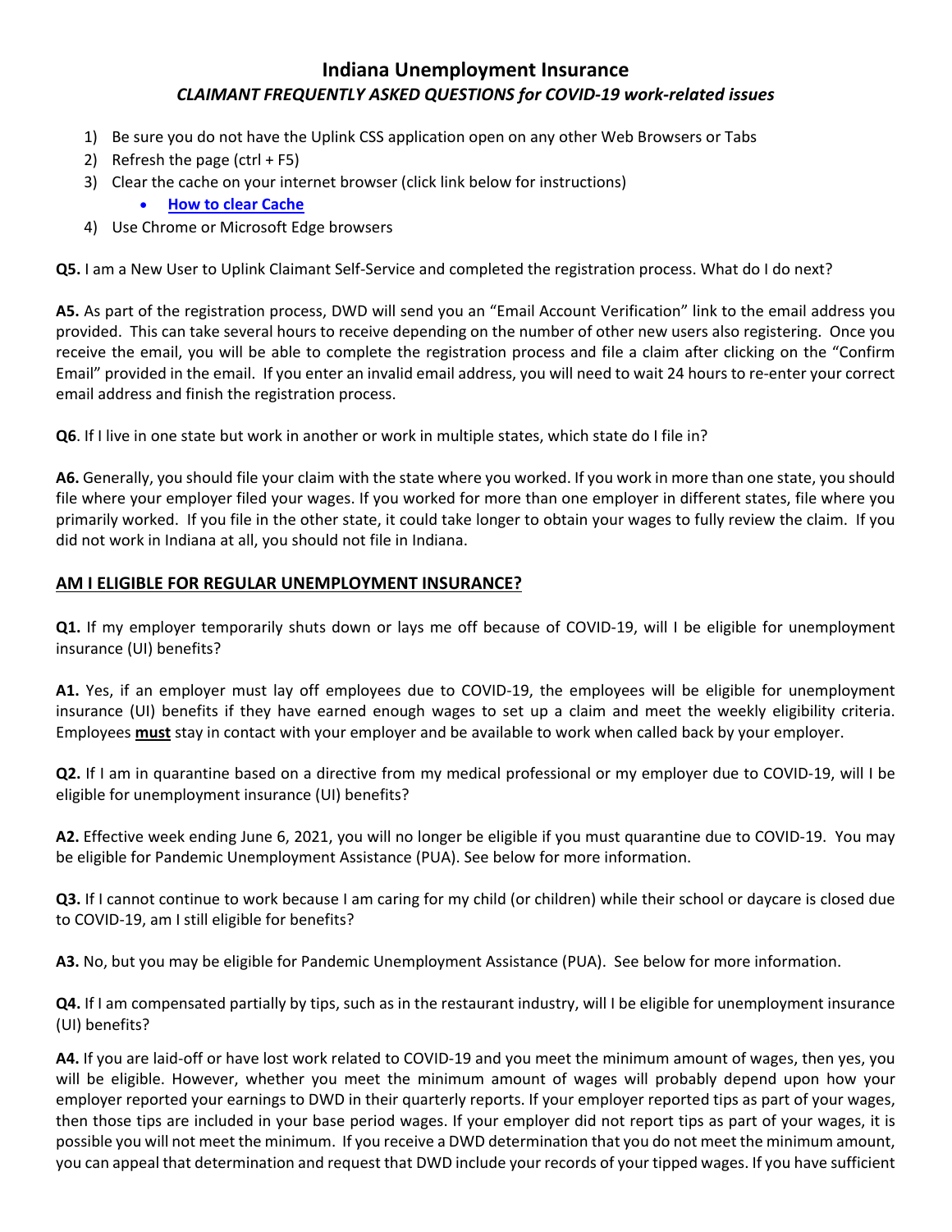# Indiana Unemployment Insurance

### *CLAIMANT FREQUENTLY ASKED QUESTIONS for COVID-19 work-related issues*

1) Be sure you do not have the Uplink CSS application open on any other Web Browsers or Tabs
2) Refresh the page (ctrl + F5)
3) Clear the cache on your internet browser (click link below for instructions)
   - **How to clear Cache**
4) Use Chrome or Microsoft Edge browsers

**Q5.** I am a New User to Uplink Claimant Self-Service and completed the registration process. What do I do next?

**A5.** As part of the registration process, DWD will send you an "Email Account Verification" link to the email address you provided. This can take several hours to receive depending on the number of other new users also registering. Once you receive the email, you will be able to complete the registration process and file a claim after clicking on the "Confirm Email" provided in the email. If you enter an invalid email address, you will need to wait 24 hours to re-enter your correct email address and finish the registration process.

**Q6**. If I live in one state but work in another or work in multiple states, which state do I file in?

**A6.** Generally, you should file your claim with the state where you worked. If you work in more than one state, you should file where your employer filed your wages. If you worked for more than one employer in different states, file where you primarily worked. If you file in the other state, it could take longer to obtain your wages to fully review the claim. If you did not work in Indiana at all, you should not file in Indiana.

## AM I ELIGIBLE FOR REGULAR UNEMPLOYMENT INSURANCE?

**Q1.** If my employer temporarily shuts down or lays me off because of COVID-19, will I be eligible for unemployment insurance (UI) benefits?

**A1.** Yes, if an employer must lay off employees due to COVID-19, the employees will be eligible for unemployment insurance (UI) benefits if they have earned enough wages to set up a claim and meet the weekly eligibility criteria. Employees **must** stay in contact with your employer and be available to work when called back by your employer.

**Q2.** If I am in quarantine based on a directive from my medical professional or my employer due to COVID-19, will I be eligible for unemployment insurance (UI) benefits?

**A2.** Effective week ending June 6, 2021, you will no longer be eligible if you must quarantine due to COVID-19. You may be eligible for Pandemic Unemployment Assistance (PUA). See below for more information.

**Q3.** If I cannot continue to work because I am caring for my child (or children) while their school or daycare is closed due to COVID-19, am I still eligible for benefits?

**A3.** No, but you may be eligible for Pandemic Unemployment Assistance (PUA). See below for more information.

**Q4.** If I am compensated partially by tips, such as in the restaurant industry, will I be eligible for unemployment insurance (UI) benefits?

**A4.** If you are laid-off or have lost work related to COVID-19 and you meet the minimum amount of wages, then yes, you will be eligible. However, whether you meet the minimum amount of wages will probably depend upon how your employer reported your earnings to DWD in their quarterly reports. If your employer reported tips as part of your wages, then those tips are included in your base period wages. If your employer did not report tips as part of your wages, it is possible you will not meet the minimum. If you receive a DWD determination that you do not meet the minimum amount, you can appeal that determination and request that DWD include your records of your tipped wages. If you have sufficient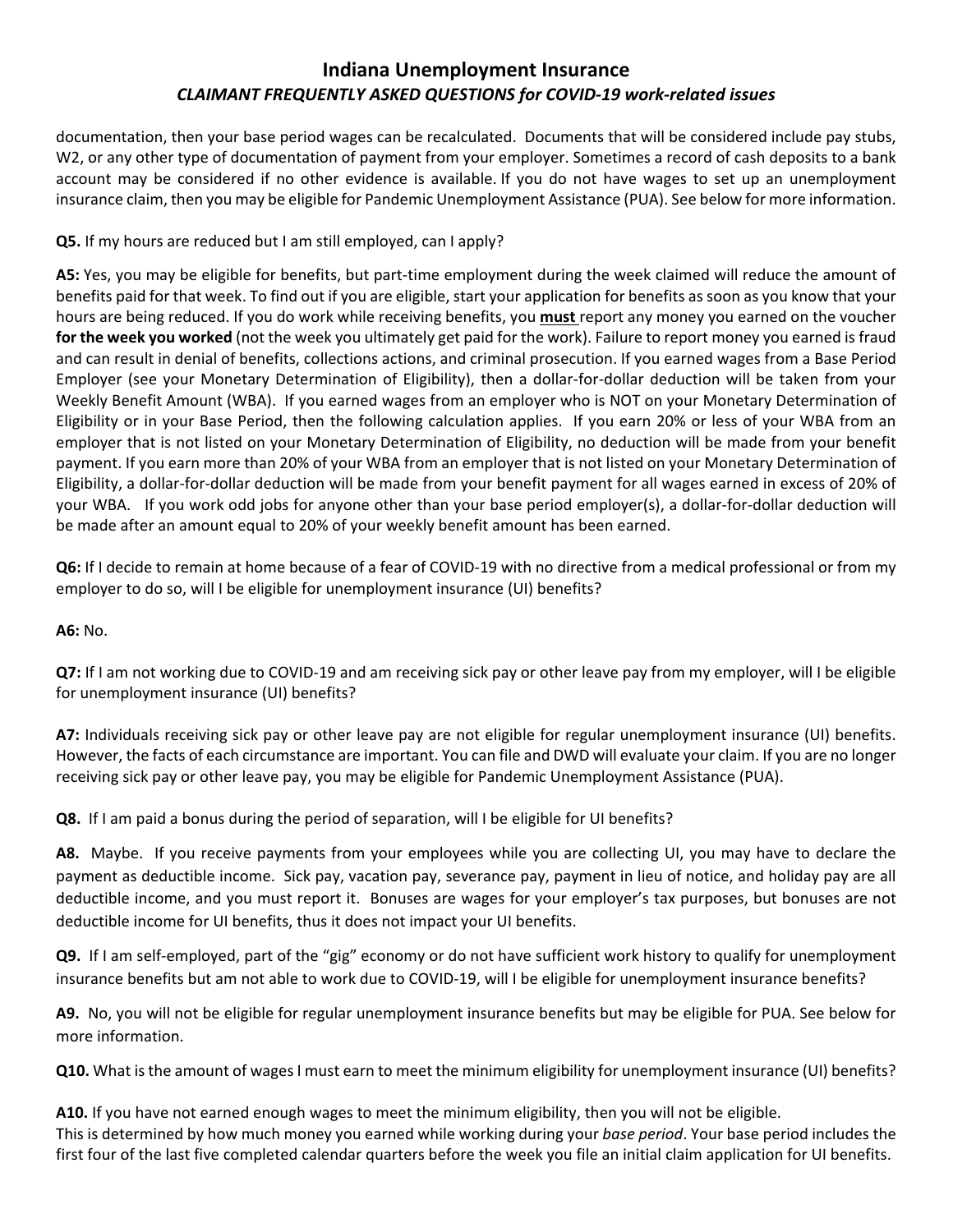documentation, then your base period wages can be recalculated. Documents that will be considered include pay stubs, W2, or any other type of documentation of payment from your employer. Sometimes a record of cash deposits to a bank account may be considered if no other evidence is available. If you do not have wages to set up an unemployment insurance claim, then you may be eligible for Pandemic Unemployment Assistance (PUA). See below for more information.

**Q5.** If my hours are reduced but I am still employed, can I apply?

**A5:** Yes, you may be eligible for benefits, but part-time employment during the week claimed will reduce the amount of benefits paid for that week. To find out if you are eligible, start your application for benefits as soon as you know that your hours are being reduced. If you do work while receiving benefits, you **must** report any money you earned on the voucher **for the week you worked** (not the week you ultimately get paid for the work). Failure to report money you earned is fraud and can result in denial of benefits, collections actions, and criminal prosecution. If you earned wages from a Base Period Employer (see your Monetary Determination of Eligibility), then a dollar-for-dollar deduction will be taken from your Weekly Benefit Amount (WBA). If you earned wages from an employer who is NOT on your Monetary Determination of Eligibility or in your Base Period, then the following calculation applies. If you earn 20% or less of your WBA from an employer that is not listed on your Monetary Determination of Eligibility, no deduction will be made from your benefit payment. If you earn more than 20% of your WBA from an employer that is not listed on your Monetary Determination of Eligibility, a dollar-for-dollar deduction will be made from your benefit payment for all wages earned in excess of 20% of your WBA. If you work odd jobs for anyone other than your base period employer(s), a dollar-for-dollar deduction will be made after an amount equal to 20% of your weekly benefit amount has been earned.

**Q6:** If I decide to remain at home because of a fear of COVID-19 with no directive from a medical professional or from my employer to do so, will I be eligible for unemployment insurance (UI) benefits?

**A6:** No.

**Q7:** If I am not working due to COVID-19 and am receiving sick pay or other leave pay from my employer, will I be eligible for unemployment insurance (UI) benefits?

**A7:** Individuals receiving sick pay or other leave pay are not eligible for regular unemployment insurance (UI) benefits. However, the facts of each circumstance are important. You can file and DWD will evaluate your claim. If you are no longer receiving sick pay or other leave pay, you may be eligible for Pandemic Unemployment Assistance (PUA).

**Q8.** If I am paid a bonus during the period of separation, will I be eligible for UI benefits?

**A8.** Maybe. If you receive payments from your employees while you are collecting UI, you may have to declare the payment as deductible income. Sick pay, vacation pay, severance pay, payment in lieu of notice, and holiday pay are all deductible income, and you must report it. Bonuses are wages for your employer's tax purposes, but bonuses are not deductible income for UI benefits, thus it does not impact your UI benefits.

**Q9.** If I am self-employed, part of the "gig" economy or do not have sufficient work history to qualify for unemployment insurance benefits but am not able to work due to COVID-19, will I be eligible for unemployment insurance benefits?

**A9.** No, you will not be eligible for regular unemployment insurance benefits but may be eligible for PUA. See below for more information.

**Q10.** What is the amount of wages I must earn to meet the minimum eligibility for unemployment insurance (UI) benefits?

**A10.** If you have not earned enough wages to meet the minimum eligibility, then you will not be eligible.
This is determined by how much money you earned while working during your *base period*. Your base period includes the first four of the last five completed calendar quarters before the week you file an initial claim application for UI benefits.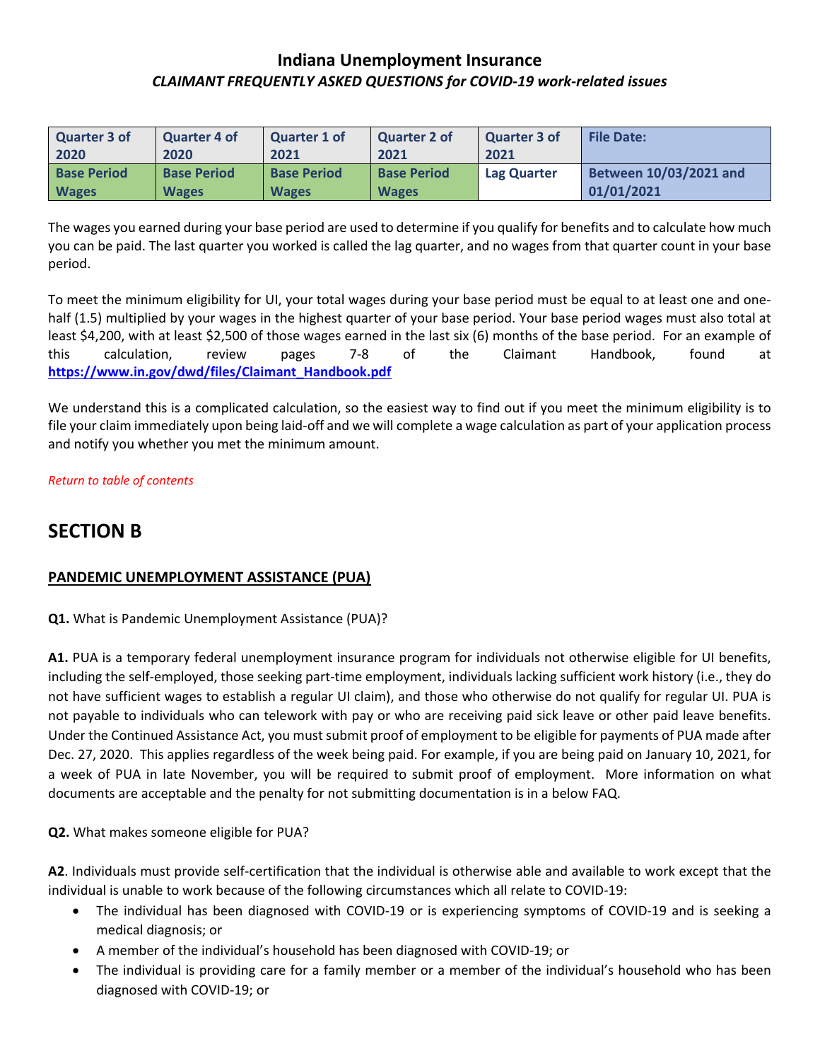## Indiana Unemployment Insurance

### *CLAIMANT FREQUENTLY ASKED QUESTIONS for COVID-19 work-related issues*

| Quarter 3 of 2020 | Quarter 4 of 2020 | Quarter 1 of 2021 | Quarter 2 of 2021 | Quarter 3 of 2021 | File Date: |
|---|---|---|---|---|---|
| Base Period Wages | Base Period Wages | Base Period Wages | Base Period Wages | Lag Quarter | Between 10/03/2021 and 01/01/2021 |

The wages you earned during your base period are used to determine if you qualify for benefits and to calculate how much you can be paid. The last quarter you worked is called the lag quarter, and no wages from that quarter count in your base period.

To meet the minimum eligibility for UI, your total wages during your base period must be equal to at least one and one-half (1.5) multiplied by your wages in the highest quarter of your base period. Your base period wages must also total at least $4,200, with at least $2,500 of those wages earned in the last six (6) months of the base period. For an example of this calculation, review pages 7-8 of the Claimant Handbook, found at **https://www.in.gov/dwd/files/Claimant_Handbook.pdf**

We understand this is a complicated calculation, so the easiest way to find out if you meet the minimum eligibility is to file your claim immediately upon being laid-off and we will complete a wage calculation as part of your application process and notify you whether you met the minimum amount.

*Return to table of contents*

# SECTION B

## PANDEMIC UNEMPLOYMENT ASSISTANCE (PUA)

**Q1.** What is Pandemic Unemployment Assistance (PUA)?

**A1.** PUA is a temporary federal unemployment insurance program for individuals not otherwise eligible for UI benefits, including the self-employed, those seeking part-time employment, individuals lacking sufficient work history (i.e., they do not have sufficient wages to establish a regular UI claim), and those who otherwise do not qualify for regular UI. PUA is not payable to individuals who can telework with pay or who are receiving paid sick leave or other paid leave benefits. Under the Continued Assistance Act, you must submit proof of employment to be eligible for payments of PUA made after Dec. 27, 2020. This applies regardless of the week being paid. For example, if you are being paid on January 10, 2021, for a week of PUA in late November, you will be required to submit proof of employment. More information on what documents are acceptable and the penalty for not submitting documentation is in a below FAQ.

**Q2.** What makes someone eligible for PUA?

**A2**. Individuals must provide self-certification that the individual is otherwise able and available to work except that the individual is unable to work because of the following circumstances which all relate to COVID-19:

- The individual has been diagnosed with COVID-19 or is experiencing symptoms of COVID-19 and is seeking a medical diagnosis; or
- A member of the individual's household has been diagnosed with COVID-19; or
- The individual is providing care for a family member or a member of the individual's household who has been diagnosed with COVID-19; or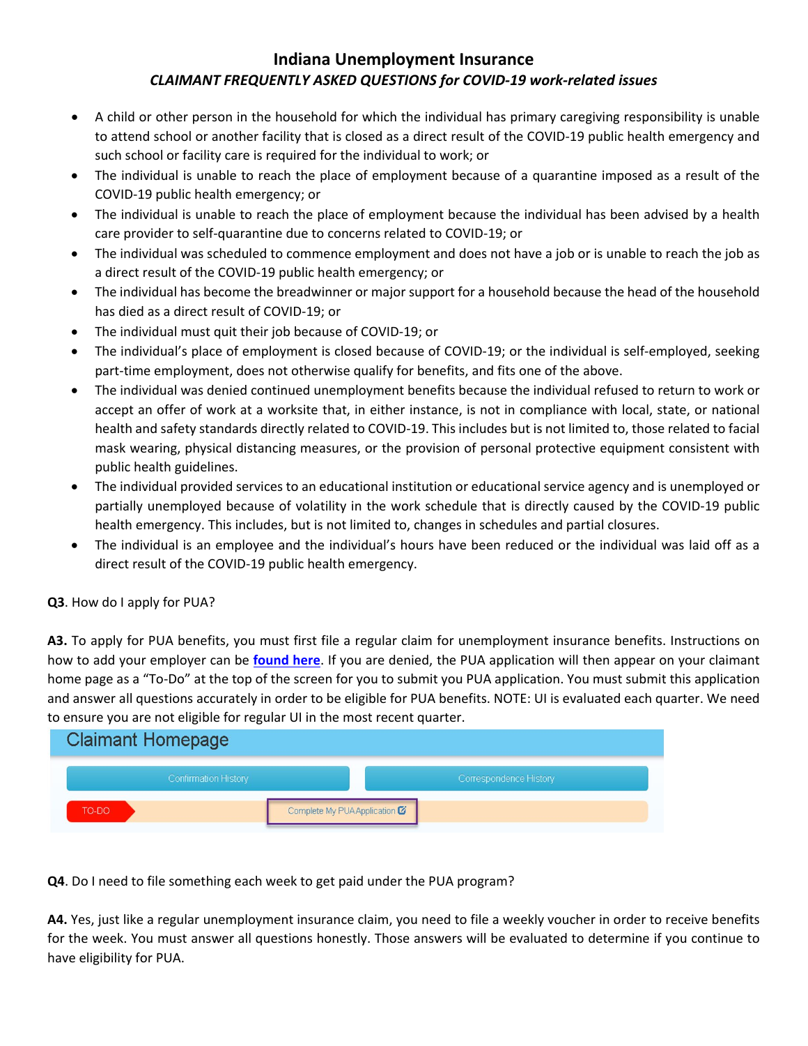# Indiana Unemployment Insurance

***CLAIMANT FREQUENTLY ASKED QUESTIONS for COVID-19 work-related issues***

- A child or other person in the household for which the individual has primary caregiving responsibility is unable to attend school or another facility that is closed as a direct result of the COVID-19 public health emergency and such school or facility care is required for the individual to work; or
- The individual is unable to reach the place of employment because of a quarantine imposed as a result of the COVID-19 public health emergency; or
- The individual is unable to reach the place of employment because the individual has been advised by a health care provider to self-quarantine due to concerns related to COVID-19; or
- The individual was scheduled to commence employment and does not have a job or is unable to reach the job as a direct result of the COVID-19 public health emergency; or
- The individual has become the breadwinner or major support for a household because the head of the household has died as a direct result of COVID-19; or
- The individual must quit their job because of COVID-19; or
- The individual's place of employment is closed because of COVID-19; or the individual is self-employed, seeking part-time employment, does not otherwise qualify for benefits, and fits one of the above.
- The individual was denied continued unemployment benefits because the individual refused to return to work or accept an offer of work at a worksite that, in either instance, is not in compliance with local, state, or national health and safety standards directly related to COVID-19. This includes but is not limited to, those related to facial mask wearing, physical distancing measures, or the provision of personal protective equipment consistent with public health guidelines.
- The individual provided services to an educational institution or educational service agency and is unemployed or partially unemployed because of volatility in the work schedule that is directly caused by the COVID-19 public health emergency. This includes, but is not limited to, changes in schedules and partial closures.
- The individual is an employee and the individual's hours have been reduced or the individual was laid off as a direct result of the COVID-19 public health emergency.

**Q3**. How do I apply for PUA?

**A3.** To apply for PUA benefits, you must first file a regular claim for unemployment insurance benefits. Instructions on how to add your employer can be **found here**. If you are denied, the PUA application will then appear on your claimant home page as a "To-Do" at the top of the screen for you to submit you PUA application. You must submit this application and answer all questions accurately in order to be eligible for PUA benefits. NOTE: UI is evaluated each quarter. We need to ensure you are not eligible for regular UI in the most recent quarter.

Claimant Homepage

Confirmation History | Correspondence History

TO-DO | Complete My PUA Application

**Q4**. Do I need to file something each week to get paid under the PUA program?

**A4.** Yes, just like a regular unemployment insurance claim, you need to file a weekly voucher in order to receive benefits for the week. You must answer all questions honestly. Those answers will be evaluated to determine if you continue to have eligibility for PUA.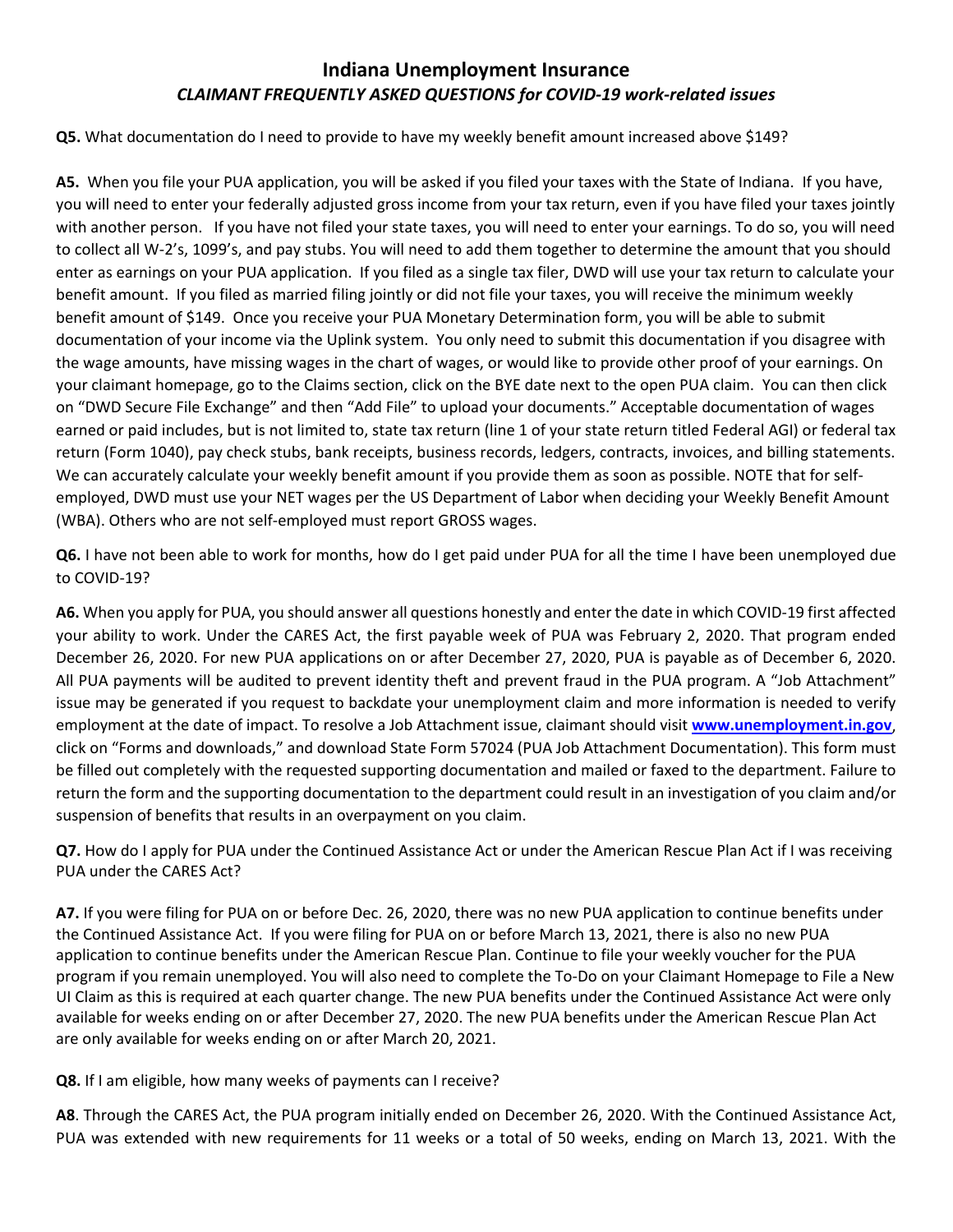## Indiana Unemployment Insurance
### *CLAIMANT FREQUENTLY ASKED QUESTIONS for COVID-19 work-related issues*

**Q5.** What documentation do I need to provide to have my weekly benefit amount increased above $149?

**A5.** When you file your PUA application, you will be asked if you filed your taxes with the State of Indiana. If you have, you will need to enter your federally adjusted gross income from your tax return, even if you have filed your taxes jointly with another person. If you have not filed your state taxes, you will need to enter your earnings. To do so, you will need to collect all W-2's, 1099's, and pay stubs. You will need to add them together to determine the amount that you should enter as earnings on your PUA application. If you filed as a single tax filer, DWD will use your tax return to calculate your benefit amount. If you filed as married filing jointly or did not file your taxes, you will receive the minimum weekly benefit amount of $149. Once you receive your PUA Monetary Determination form, you will be able to submit documentation of your income via the Uplink system. You only need to submit this documentation if you disagree with the wage amounts, have missing wages in the chart of wages, or would like to provide other proof of your earnings. On your claimant homepage, go to the Claims section, click on the BYE date next to the open PUA claim. You can then click on "DWD Secure File Exchange" and then "Add File" to upload your documents." Acceptable documentation of wages earned or paid includes, but is not limited to, state tax return (line 1 of your state return titled Federal AGI) or federal tax return (Form 1040), pay check stubs, bank receipts, business records, ledgers, contracts, invoices, and billing statements. We can accurately calculate your weekly benefit amount if you provide them as soon as possible. NOTE that for self-employed, DWD must use your NET wages per the US Department of Labor when deciding your Weekly Benefit Amount (WBA). Others who are not self-employed must report GROSS wages.

**Q6.** I have not been able to work for months, how do I get paid under PUA for all the time I have been unemployed due to COVID-19?

**A6.** When you apply for PUA, you should answer all questions honestly and enter the date in which COVID-19 first affected your ability to work. Under the CARES Act, the first payable week of PUA was February 2, 2020. That program ended December 26, 2020. For new PUA applications on or after December 27, 2020, PUA is payable as of December 6, 2020. All PUA payments will be audited to prevent identity theft and prevent fraud in the PUA program. A "Job Attachment" issue may be generated if you request to backdate your unemployment claim and more information is needed to verify employment at the date of impact. To resolve a Job Attachment issue, claimant should visit **www.unemployment.in.gov**, click on "Forms and downloads," and download State Form 57024 (PUA Job Attachment Documentation). This form must be filled out completely with the requested supporting documentation and mailed or faxed to the department. Failure to return the form and the supporting documentation to the department could result in an investigation of you claim and/or suspension of benefits that results in an overpayment on you claim.

**Q7.** How do I apply for PUA under the Continued Assistance Act or under the American Rescue Plan Act if I was receiving PUA under the CARES Act?

**A7.** If you were filing for PUA on or before Dec. 26, 2020, there was no new PUA application to continue benefits under the Continued Assistance Act. If you were filing for PUA on or before March 13, 2021, there is also no new PUA application to continue benefits under the American Rescue Plan. Continue to file your weekly voucher for the PUA program if you remain unemployed. You will also need to complete the To-Do on your Claimant Homepage to File a New UI Claim as this is required at each quarter change. The new PUA benefits under the Continued Assistance Act were only available for weeks ending on or after December 27, 2020. The new PUA benefits under the American Rescue Plan Act are only available for weeks ending on or after March 20, 2021.

**Q8.** If I am eligible, how many weeks of payments can I receive?

**A8**. Through the CARES Act, the PUA program initially ended on December 26, 2020. With the Continued Assistance Act, PUA was extended with new requirements for 11 weeks or a total of 50 weeks, ending on March 13, 2021. With the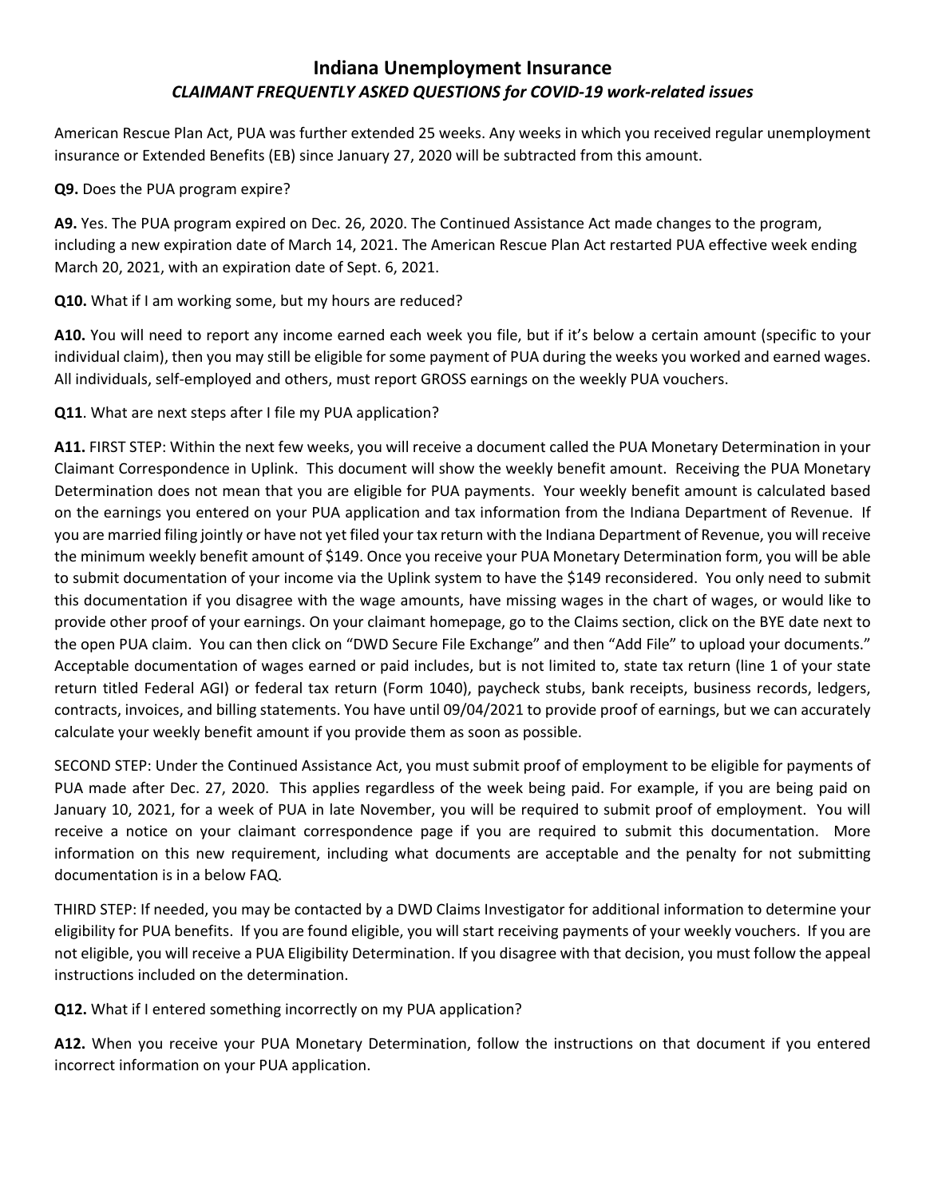American Rescue Plan Act, PUA was further extended 25 weeks. Any weeks in which you received regular unemployment insurance or Extended Benefits (EB) since January 27, 2020 will be subtracted from this amount.

**Q9.** Does the PUA program expire?

**A9.** Yes. The PUA program expired on Dec. 26, 2020. The Continued Assistance Act made changes to the program, including a new expiration date of March 14, 2021. The American Rescue Plan Act restarted PUA effective week ending March 20, 2021, with an expiration date of Sept. 6, 2021.

**Q10.** What if I am working some, but my hours are reduced?

**A10.** You will need to report any income earned each week you file, but if it's below a certain amount (specific to your individual claim), then you may still be eligible for some payment of PUA during the weeks you worked and earned wages. All individuals, self-employed and others, must report GROSS earnings on the weekly PUA vouchers.

**Q11**. What are next steps after I file my PUA application?

**A11.** FIRST STEP: Within the next few weeks, you will receive a document called the PUA Monetary Determination in your Claimant Correspondence in Uplink. This document will show the weekly benefit amount. Receiving the PUA Monetary Determination does not mean that you are eligible for PUA payments. Your weekly benefit amount is calculated based on the earnings you entered on your PUA application and tax information from the Indiana Department of Revenue. If you are married filing jointly or have not yet filed your tax return with the Indiana Department of Revenue, you will receive the minimum weekly benefit amount of $149. Once you receive your PUA Monetary Determination form, you will be able to submit documentation of your income via the Uplink system to have the $149 reconsidered. You only need to submit this documentation if you disagree with the wage amounts, have missing wages in the chart of wages, or would like to provide other proof of your earnings. On your claimant homepage, go to the Claims section, click on the BYE date next to the open PUA claim. You can then click on "DWD Secure File Exchange" and then "Add File" to upload your documents." Acceptable documentation of wages earned or paid includes, but is not limited to, state tax return (line 1 of your state return titled Federal AGI) or federal tax return (Form 1040), paycheck stubs, bank receipts, business records, ledgers, contracts, invoices, and billing statements. You have until 09/04/2021 to provide proof of earnings, but we can accurately calculate your weekly benefit amount if you provide them as soon as possible.

SECOND STEP: Under the Continued Assistance Act, you must submit proof of employment to be eligible for payments of PUA made after Dec. 27, 2020. This applies regardless of the week being paid. For example, if you are being paid on January 10, 2021, for a week of PUA in late November, you will be required to submit proof of employment. You will receive a notice on your claimant correspondence page if you are required to submit this documentation. More information on this new requirement, including what documents are acceptable and the penalty for not submitting documentation is in a below FAQ.

THIRD STEP: If needed, you may be contacted by a DWD Claims Investigator for additional information to determine your eligibility for PUA benefits. If you are found eligible, you will start receiving payments of your weekly vouchers. If you are not eligible, you will receive a PUA Eligibility Determination. If you disagree with that decision, you must follow the appeal instructions included on the determination.

**Q12.** What if I entered something incorrectly on my PUA application?

**A12.** When you receive your PUA Monetary Determination, follow the instructions on that document if you entered incorrect information on your PUA application.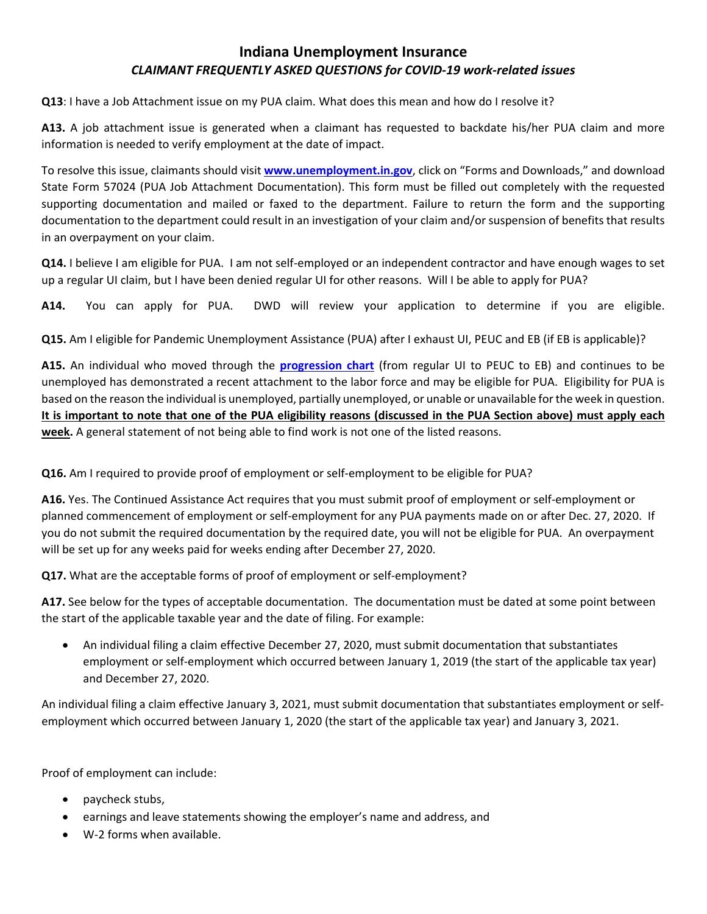# Indiana Unemployment Insurance

## *CLAIMANT FREQUENTLY ASKED QUESTIONS for COVID-19 work-related issues*

**Q13**: I have a Job Attachment issue on my PUA claim. What does this mean and how do I resolve it?

**A13.** A job attachment issue is generated when a claimant has requested to backdate his/her PUA claim and more information is needed to verify employment at the date of impact.

To resolve this issue, claimants should visit **www.unemployment.in.gov**, click on "Forms and Downloads," and download State Form 57024 (PUA Job Attachment Documentation). This form must be filled out completely with the requested supporting documentation and mailed or faxed to the department. Failure to return the form and the supporting documentation to the department could result in an investigation of your claim and/or suspension of benefits that results in an overpayment on your claim.

**Q14.** I believe I am eligible for PUA. I am not self-employed or an independent contractor and have enough wages to set up a regular UI claim, but I have been denied regular UI for other reasons. Will I be able to apply for PUA?

**A14.** You can apply for PUA. DWD will review your application to determine if you are eligible.

**Q15.** Am I eligible for Pandemic Unemployment Assistance (PUA) after I exhaust UI, PEUC and EB (if EB is applicable)?

**A15.** An individual who moved through the **progression chart** (from regular UI to PEUC to EB) and continues to be unemployed has demonstrated a recent attachment to the labor force and may be eligible for PUA. Eligibility for PUA is based on the reason the individual is unemployed, partially unemployed, or unable or unavailable for the week in question. **It is important to note that one of the PUA eligibility reasons (discussed in the PUA Section above) must apply each week.** A general statement of not being able to find work is not one of the listed reasons.

**Q16.** Am I required to provide proof of employment or self-employment to be eligible for PUA?

**A16.** Yes. The Continued Assistance Act requires that you must submit proof of employment or self-employment or planned commencement of employment or self-employment for any PUA payments made on or after Dec. 27, 2020. If you do not submit the required documentation by the required date, you will not be eligible for PUA. An overpayment will be set up for any weeks paid for weeks ending after December 27, 2020.

**Q17.** What are the acceptable forms of proof of employment or self-employment?

**A17.** See below for the types of acceptable documentation. The documentation must be dated at some point between the start of the applicable taxable year and the date of filing. For example:

- An individual filing a claim effective December 27, 2020, must submit documentation that substantiates employment or self-employment which occurred between January 1, 2019 (the start of the applicable tax year) and December 27, 2020.

An individual filing a claim effective January 3, 2021, must submit documentation that substantiates employment or self-employment which occurred between January 1, 2020 (the start of the applicable tax year) and January 3, 2021.

Proof of employment can include:

- paycheck stubs,
- earnings and leave statements showing the employer's name and address, and
- W-2 forms when available.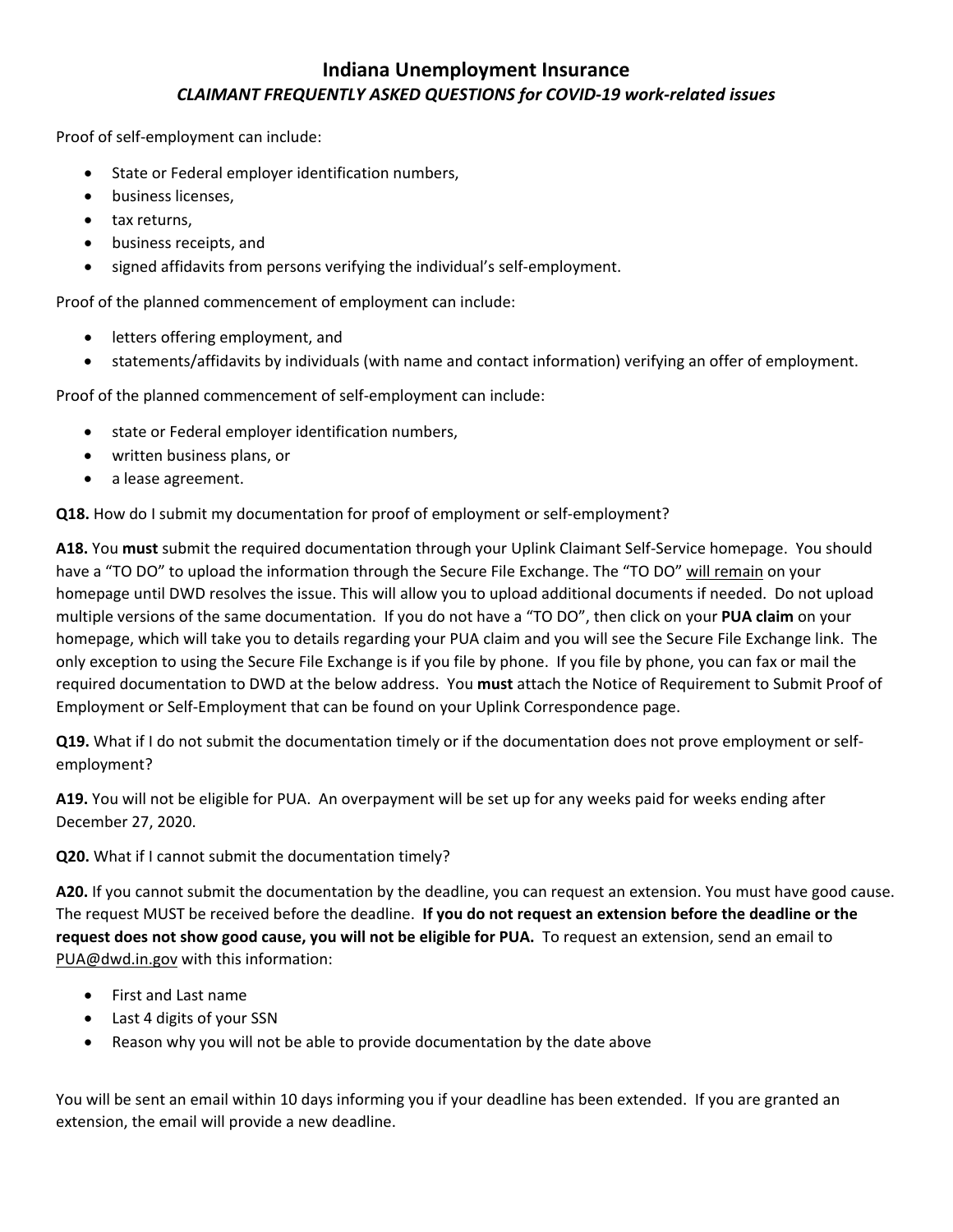# Indiana Unemployment Insurance

## *CLAIMANT FREQUENTLY ASKED QUESTIONS for COVID-19 work-related issues*

Proof of self-employment can include:

- State or Federal employer identification numbers,
- business licenses,
- tax returns,
- business receipts, and
- signed affidavits from persons verifying the individual's self-employment.

Proof of the planned commencement of employment can include:

- letters offering employment, and
- statements/affidavits by individuals (with name and contact information) verifying an offer of employment.

Proof of the planned commencement of self-employment can include:

- state or Federal employer identification numbers,
- written business plans, or
- a lease agreement.

**Q18.** How do I submit my documentation for proof of employment or self-employment?

**A18.** You **must** submit the required documentation through your Uplink Claimant Self-Service homepage. You should have a "TO DO" to upload the information through the Secure File Exchange. The "TO DO" <u>will remain</u> on your homepage until DWD resolves the issue. This will allow you to upload additional documents if needed. Do not upload multiple versions of the same documentation. If you do not have a "TO DO", then click on your **PUA claim** on your homepage, which will take you to details regarding your PUA claim and you will see the Secure File Exchange link. The only exception to using the Secure File Exchange is if you file by phone. If you file by phone, you can fax or mail the required documentation to DWD at the below address. You **must** attach the Notice of Requirement to Submit Proof of Employment or Self-Employment that can be found on your Uplink Correspondence page.

**Q19.** What if I do not submit the documentation timely or if the documentation does not prove employment or self-employment?

**A19.** You will not be eligible for PUA. An overpayment will be set up for any weeks paid for weeks ending after December 27, 2020.

**Q20.** What if I cannot submit the documentation timely?

**A20.** If you cannot submit the documentation by the deadline, you can request an extension. You must have good cause. The request MUST be received before the deadline. **If you do not request an extension before the deadline or the request does not show good cause, you will not be eligible for PUA.** To request an extension, send an email to PUA@dwd.in.gov with this information:

- First and Last name
- Last 4 digits of your SSN
- Reason why you will not be able to provide documentation by the date above

You will be sent an email within 10 days informing you if your deadline has been extended. If you are granted an extension, the email will provide a new deadline.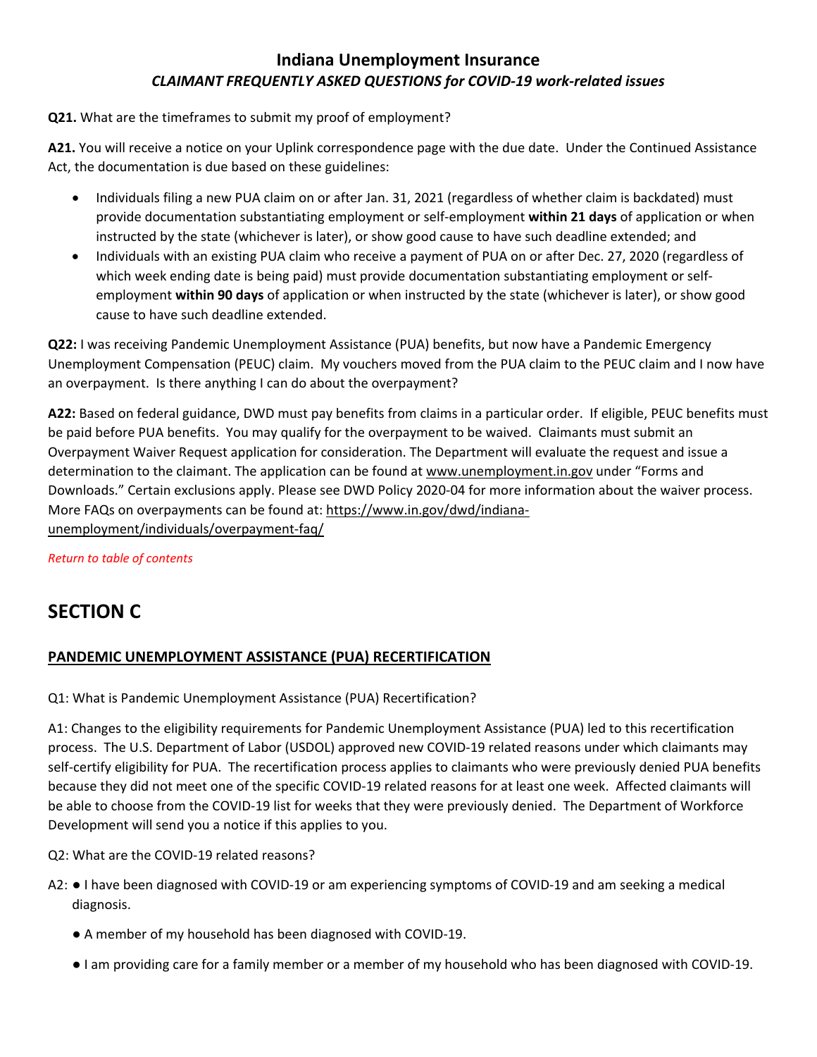**Q21.** What are the timeframes to submit my proof of employment?

**A21.** You will receive a notice on your Uplink correspondence page with the due date. Under the Continued Assistance Act, the documentation is due based on these guidelines:

- Individuals filing a new PUA claim on or after Jan. 31, 2021 (regardless of whether claim is backdated) must provide documentation substantiating employment or self-employment **within 21 days** of application or when instructed by the state (whichever is later), or show good cause to have such deadline extended; and
- Individuals with an existing PUA claim who receive a payment of PUA on or after Dec. 27, 2020 (regardless of which week ending date is being paid) must provide documentation substantiating employment or self-employment **within 90 days** of application or when instructed by the state (whichever is later), or show good cause to have such deadline extended.

**Q22:** I was receiving Pandemic Unemployment Assistance (PUA) benefits, but now have a Pandemic Emergency Unemployment Compensation (PEUC) claim. My vouchers moved from the PUA claim to the PEUC claim and I now have an overpayment. Is there anything I can do about the overpayment?

**A22:** Based on federal guidance, DWD must pay benefits from claims in a particular order. If eligible, PEUC benefits must be paid before PUA benefits. You may qualify for the overpayment to be waived. Claimants must submit an Overpayment Waiver Request application for consideration. The Department will evaluate the request and issue a determination to the claimant. The application can be found at www.unemployment.in.gov under "Forms and Downloads." Certain exclusions apply. Please see DWD Policy 2020-04 for more information about the waiver process. More FAQs on overpayments can be found at: https://www.in.gov/dwd/indiana-unemployment/individuals/overpayment-faq/

*Return to table of contents*

# SECTION C

## PANDEMIC UNEMPLOYMENT ASSISTANCE (PUA) RECERTIFICATION

Q1: What is Pandemic Unemployment Assistance (PUA) Recertification?

A1: Changes to the eligibility requirements for Pandemic Unemployment Assistance (PUA) led to this recertification process. The U.S. Department of Labor (USDOL) approved new COVID-19 related reasons under which claimants may self-certify eligibility for PUA. The recertification process applies to claimants who were previously denied PUA benefits because they did not meet one of the specific COVID-19 related reasons for at least one week. Affected claimants will be able to choose from the COVID-19 list for weeks that they were previously denied. The Department of Workforce Development will send you a notice if this applies to you.

Q2: What are the COVID-19 related reasons?

A2:
- I have been diagnosed with COVID-19 or am experiencing symptoms of COVID-19 and am seeking a medical diagnosis.
- A member of my household has been diagnosed with COVID-19.
- I am providing care for a family member or a member of my household who has been diagnosed with COVID-19.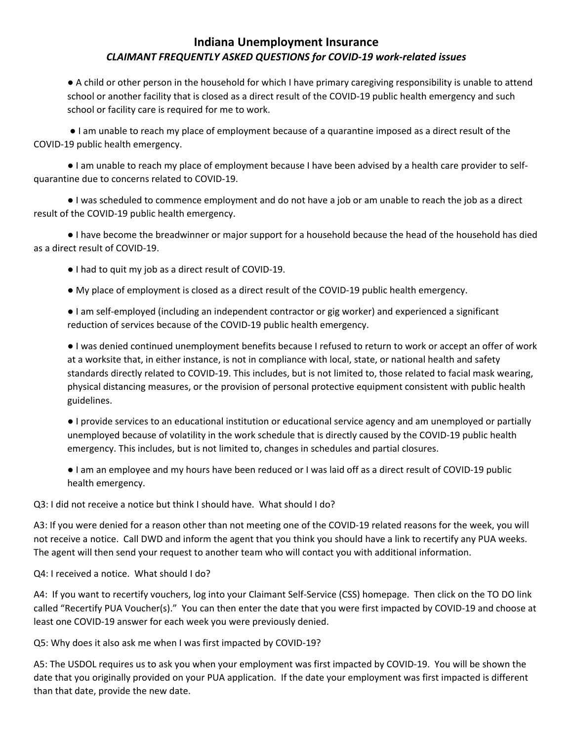# Indiana Unemployment Insurance

## *CLAIMANT FREQUENTLY ASKED QUESTIONS for COVID-19 work-related issues*

- A child or other person in the household for which I have primary caregiving responsibility is unable to attend school or another facility that is closed as a direct result of the COVID-19 public health emergency and such school or facility care is required for me to work.
- I am unable to reach my place of employment because of a quarantine imposed as a direct result of the COVID-19 public health emergency.
- I am unable to reach my place of employment because I have been advised by a health care provider to self-quarantine due to concerns related to COVID-19.
- I was scheduled to commence employment and do not have a job or am unable to reach the job as a direct result of the COVID-19 public health emergency.
- I have become the breadwinner or major support for a household because the head of the household has died as a direct result of COVID-19.
- I had to quit my job as a direct result of COVID-19.
- My place of employment is closed as a direct result of the COVID-19 public health emergency.
- I am self-employed (including an independent contractor or gig worker) and experienced a significant reduction of services because of the COVID-19 public health emergency.
- I was denied continued unemployment benefits because I refused to return to work or accept an offer of work at a worksite that, in either instance, is not in compliance with local, state, or national health and safety standards directly related to COVID-19. This includes, but is not limited to, those related to facial mask wearing, physical distancing measures, or the provision of personal protective equipment consistent with public health guidelines.
- I provide services to an educational institution or educational service agency and am unemployed or partially unemployed because of volatility in the work schedule that is directly caused by the COVID-19 public health emergency. This includes, but is not limited to, changes in schedules and partial closures.
- I am an employee and my hours have been reduced or I was laid off as a direct result of COVID-19 public health emergency.

Q3: I did not receive a notice but think I should have. What should I do?

A3: If you were denied for a reason other than not meeting one of the COVID-19 related reasons for the week, you will not receive a notice. Call DWD and inform the agent that you think you should have a link to recertify any PUA weeks. The agent will then send your request to another team who will contact you with additional information.

Q4: I received a notice. What should I do?

A4: If you want to recertify vouchers, log into your Claimant Self-Service (CSS) homepage. Then click on the TO DO link called "Recertify PUA Voucher(s)." You can then enter the date that you were first impacted by COVID-19 and choose at least one COVID-19 answer for each week you were previously denied.

Q5: Why does it also ask me when I was first impacted by COVID-19?

A5: The USDOL requires us to ask you when your employment was first impacted by COVID-19. You will be shown the date that you originally provided on your PUA application. If the date your employment was first impacted is different than that date, provide the new date.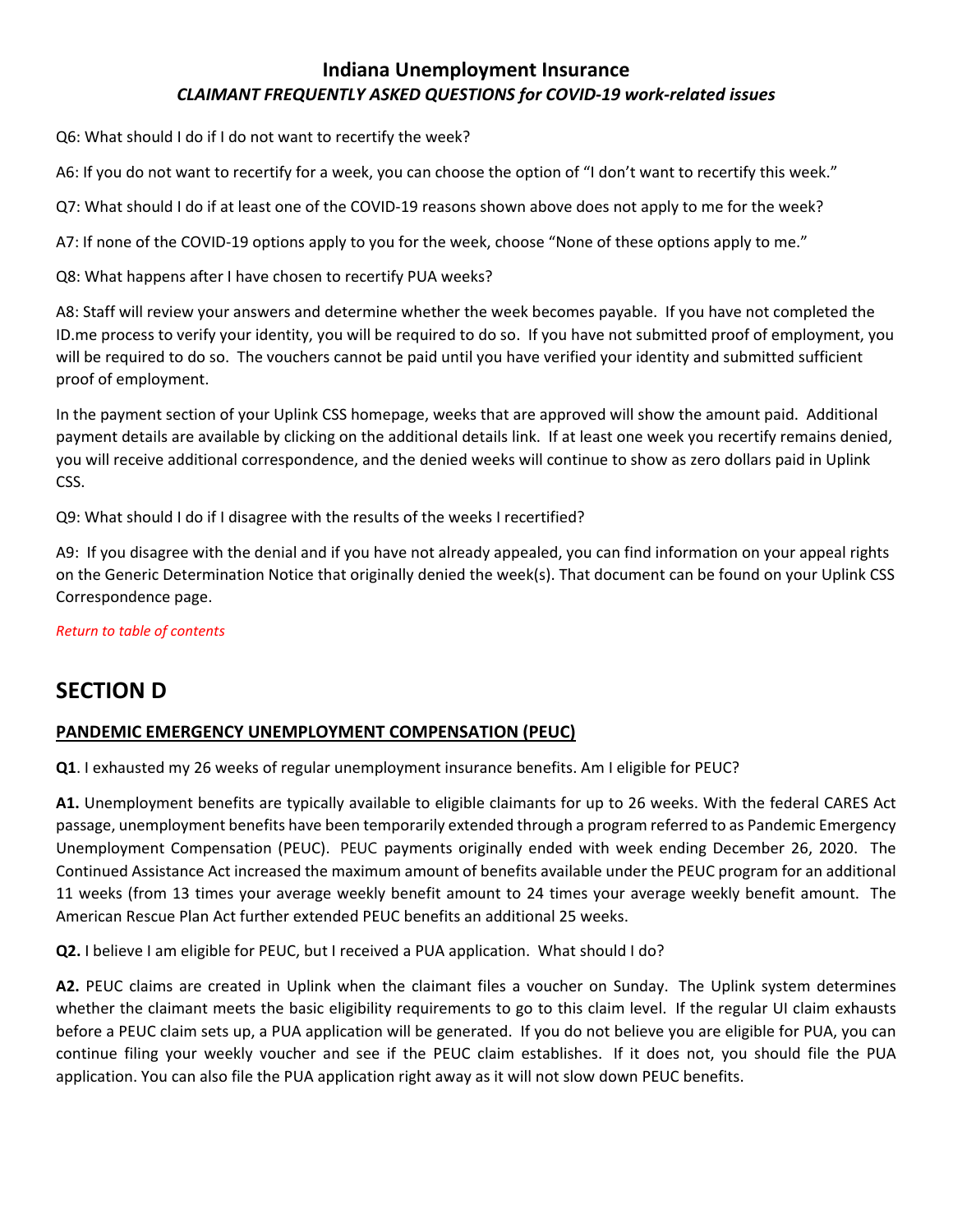Q6: What should I do if I do not want to recertify the week?

A6: If you do not want to recertify for a week, you can choose the option of "I don't want to recertify this week."

Q7: What should I do if at least one of the COVID-19 reasons shown above does not apply to me for the week?

A7: If none of the COVID-19 options apply to you for the week, choose "None of these options apply to me."

Q8: What happens after I have chosen to recertify PUA weeks?

A8: Staff will review your answers and determine whether the week becomes payable. If you have not completed the ID.me process to verify your identity, you will be required to do so. If you have not submitted proof of employment, you will be required to do so. The vouchers cannot be paid until you have verified your identity and submitted sufficient proof of employment.

In the payment section of your Uplink CSS homepage, weeks that are approved will show the amount paid. Additional payment details are available by clicking on the additional details link. If at least one week you recertify remains denied, you will receive additional correspondence, and the denied weeks will continue to show as zero dollars paid in Uplink CSS.

Q9: What should I do if I disagree with the results of the weeks I recertified?

A9: If you disagree with the denial and if you have not already appealed, you can find information on your appeal rights on the Generic Determination Notice that originally denied the week(s). That document can be found on your Uplink CSS Correspondence page.

*Return to table of contents*

# SECTION D

## PANDEMIC EMERGENCY UNEMPLOYMENT COMPENSATION (PEUC)

**Q1**. I exhausted my 26 weeks of regular unemployment insurance benefits. Am I eligible for PEUC?

**A1.** Unemployment benefits are typically available to eligible claimants for up to 26 weeks. With the federal CARES Act passage, unemployment benefits have been temporarily extended through a program referred to as Pandemic Emergency Unemployment Compensation (PEUC). PEUC payments originally ended with week ending December 26, 2020. The Continued Assistance Act increased the maximum amount of benefits available under the PEUC program for an additional 11 weeks (from 13 times your average weekly benefit amount to 24 times your average weekly benefit amount. The American Rescue Plan Act further extended PEUC benefits an additional 25 weeks.

**Q2.** I believe I am eligible for PEUC, but I received a PUA application. What should I do?

**A2.** PEUC claims are created in Uplink when the claimant files a voucher on Sunday. The Uplink system determines whether the claimant meets the basic eligibility requirements to go to this claim level. If the regular UI claim exhausts before a PEUC claim sets up, a PUA application will be generated. If you do not believe you are eligible for PUA, you can continue filing your weekly voucher and see if the PEUC claim establishes. If it does not, you should file the PUA application. You can also file the PUA application right away as it will not slow down PEUC benefits.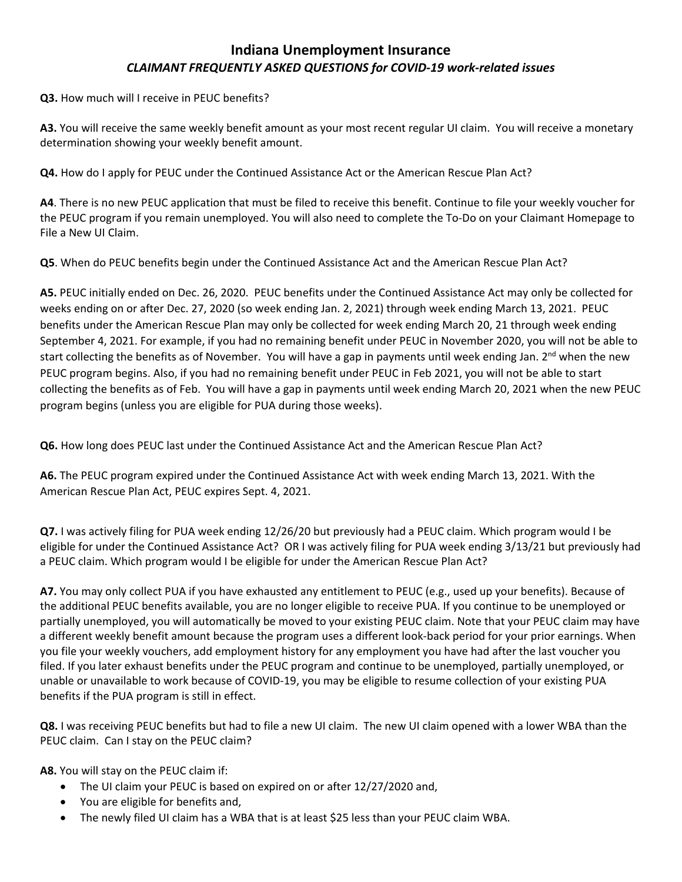## Indiana Unemployment Insurance

### *CLAIMANT FREQUENTLY ASKED QUESTIONS for COVID-19 work-related issues*

**Q3.** How much will I receive in PEUC benefits?

**A3.** You will receive the same weekly benefit amount as your most recent regular UI claim. You will receive a monetary determination showing your weekly benefit amount.

**Q4.** How do I apply for PEUC under the Continued Assistance Act or the American Rescue Plan Act?

**A4**. There is no new PEUC application that must be filed to receive this benefit. Continue to file your weekly voucher for the PEUC program if you remain unemployed. You will also need to complete the To-Do on your Claimant Homepage to File a New UI Claim.

**Q5**. When do PEUC benefits begin under the Continued Assistance Act and the American Rescue Plan Act?

**A5.** PEUC initially ended on Dec. 26, 2020. PEUC benefits under the Continued Assistance Act may only be collected for weeks ending on or after Dec. 27, 2020 (so week ending Jan. 2, 2021) through week ending March 13, 2021. PEUC benefits under the American Rescue Plan may only be collected for week ending March 20, 21 through week ending September 4, 2021. For example, if you had no remaining benefit under PEUC in November 2020, you will not be able to start collecting the benefits as of November. You will have a gap in payments until week ending Jan. 2nd when the new PEUC program begins. Also, if you had no remaining benefit under PEUC in Feb 2021, you will not be able to start collecting the benefits as of Feb. You will have a gap in payments until week ending March 20, 2021 when the new PEUC program begins (unless you are eligible for PUA during those weeks).

**Q6.** How long does PEUC last under the Continued Assistance Act and the American Rescue Plan Act?

**A6.** The PEUC program expired under the Continued Assistance Act with week ending March 13, 2021. With the American Rescue Plan Act, PEUC expires Sept. 4, 2021.

**Q7.** I was actively filing for PUA week ending 12/26/20 but previously had a PEUC claim. Which program would I be eligible for under the Continued Assistance Act? OR I was actively filing for PUA week ending 3/13/21 but previously had a PEUC claim. Which program would I be eligible for under the American Rescue Plan Act?

**A7.** You may only collect PUA if you have exhausted any entitlement to PEUC (e.g., used up your benefits). Because of the additional PEUC benefits available, you are no longer eligible to receive PUA. If you continue to be unemployed or partially unemployed, you will automatically be moved to your existing PEUC claim. Note that your PEUC claim may have a different weekly benefit amount because the program uses a different look-back period for your prior earnings. When you file your weekly vouchers, add employment history for any employment you have had after the last voucher you filed. If you later exhaust benefits under the PEUC program and continue to be unemployed, partially unemployed, or unable or unavailable to work because of COVID-19, you may be eligible to resume collection of your existing PUA benefits if the PUA program is still in effect.

**Q8.** I was receiving PEUC benefits but had to file a new UI claim. The new UI claim opened with a lower WBA than the PEUC claim. Can I stay on the PEUC claim?

**A8.** You will stay on the PEUC claim if:

- The UI claim your PEUC is based on expired on or after 12/27/2020 and,
- You are eligible for benefits and,
- The newly filed UI claim has a WBA that is at least $25 less than your PEUC claim WBA.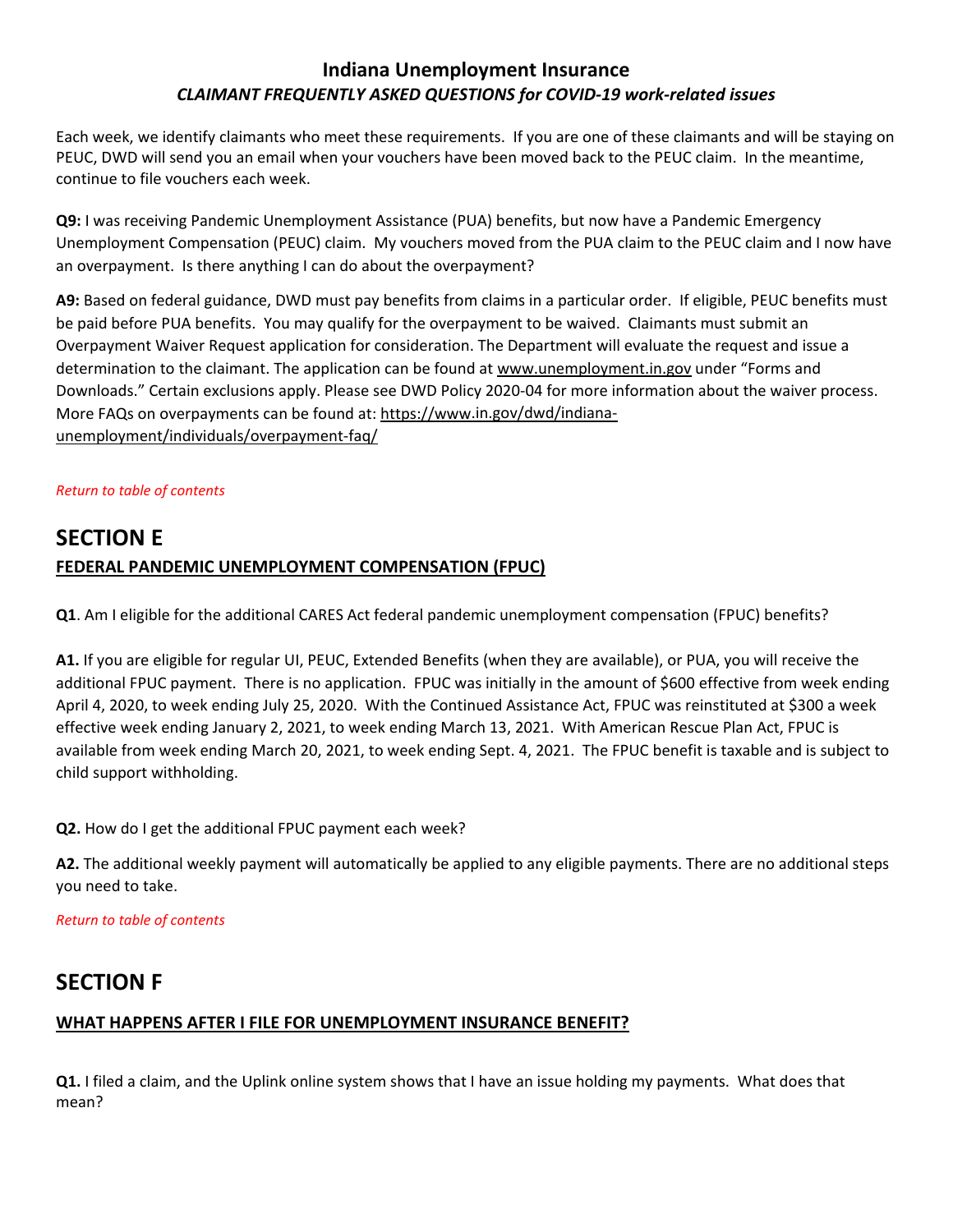Each week, we identify claimants who meet these requirements. If you are one of these claimants and will be staying on PEUC, DWD will send you an email when your vouchers have been moved back to the PEUC claim. In the meantime, continue to file vouchers each week.

**Q9:** I was receiving Pandemic Unemployment Assistance (PUA) benefits, but now have a Pandemic Emergency Unemployment Compensation (PEUC) claim. My vouchers moved from the PUA claim to the PEUC claim and I now have an overpayment. Is there anything I can do about the overpayment?

**A9:** Based on federal guidance, DWD must pay benefits from claims in a particular order. If eligible, PEUC benefits must be paid before PUA benefits. You may qualify for the overpayment to be waived. Claimants must submit an Overpayment Waiver Request application for consideration. The Department will evaluate the request and issue a determination to the claimant. The application can be found at www.unemployment.in.gov under "Forms and Downloads." Certain exclusions apply. Please see DWD Policy 2020-04 for more information about the waiver process. More FAQs on overpayments can be found at: https://www.in.gov/dwd/indiana-unemployment/individuals/overpayment-faq/

*Return to table of contents*

# SECTION E

## FEDERAL PANDEMIC UNEMPLOYMENT COMPENSATION (FPUC)

**Q1**. Am I eligible for the additional CARES Act federal pandemic unemployment compensation (FPUC) benefits?

**A1.** If you are eligible for regular UI, PEUC, Extended Benefits (when they are available), or PUA, you will receive the additional FPUC payment. There is no application. FPUC was initially in the amount of $600 effective from week ending April 4, 2020, to week ending July 25, 2020. With the Continued Assistance Act, FPUC was reinstituted at $300 a week effective week ending January 2, 2021, to week ending March 13, 2021. With American Rescue Plan Act, FPUC is available from week ending March 20, 2021, to week ending Sept. 4, 2021. The FPUC benefit is taxable and is subject to child support withholding.

**Q2.** How do I get the additional FPUC payment each week?

**A2.** The additional weekly payment will automatically be applied to any eligible payments. There are no additional steps you need to take.

*Return to table of contents*

# SECTION F

## WHAT HAPPENS AFTER I FILE FOR UNEMPLOYMENT INSURANCE BENEFIT?

**Q1.** I filed a claim, and the Uplink online system shows that I have an issue holding my payments. What does that mean?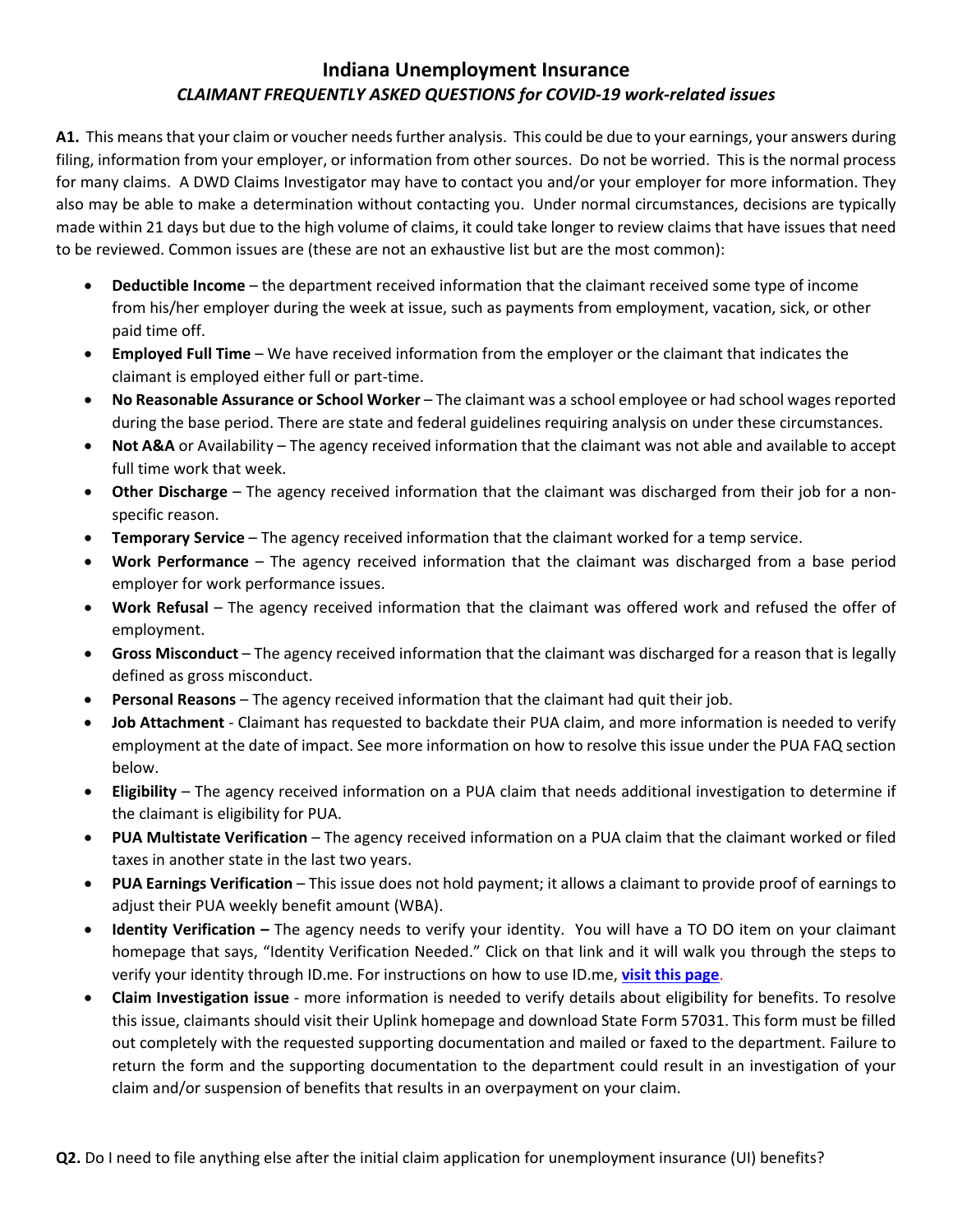# Indiana Unemployment Insurance

## *CLAIMANT FREQUENTLY ASKED QUESTIONS for COVID-19 work-related issues*

**A1.** This means that your claim or voucher needs further analysis. This could be due to your earnings, your answers during filing, information from your employer, or information from other sources. Do not be worried. This is the normal process for many claims. A DWD Claims Investigator may have to contact you and/or your employer for more information. They also may be able to make a determination without contacting you. Under normal circumstances, decisions are typically made within 21 days but due to the high volume of claims, it could take longer to review claims that have issues that need to be reviewed. Common issues are (these are not an exhaustive list but are the most common):

- **Deductible Income** – the department received information that the claimant received some type of income from his/her employer during the week at issue, such as payments from employment, vacation, sick, or other paid time off.
- **Employed Full Time** – We have received information from the employer or the claimant that indicates the claimant is employed either full or part-time.
- **No Reasonable Assurance or School Worker** – The claimant was a school employee or had school wages reported during the base period. There are state and federal guidelines requiring analysis on under these circumstances.
- **Not A&A** or Availability – The agency received information that the claimant was not able and available to accept full time work that week.
- **Other Discharge** – The agency received information that the claimant was discharged from their job for a non-specific reason.
- **Temporary Service** – The agency received information that the claimant worked for a temp service.
- **Work Performance** – The agency received information that the claimant was discharged from a base period employer for work performance issues.
- **Work Refusal** – The agency received information that the claimant was offered work and refused the offer of employment.
- **Gross Misconduct** – The agency received information that the claimant was discharged for a reason that is legally defined as gross misconduct.
- **Personal Reasons** – The agency received information that the claimant had quit their job.
- **Job Attachment** - Claimant has requested to backdate their PUA claim, and more information is needed to verify employment at the date of impact. See more information on how to resolve this issue under the PUA FAQ section below.
- **Eligibility** – The agency received information on a PUA claim that needs additional investigation to determine if the claimant is eligibility for PUA.
- **PUA Multistate Verification** – The agency received information on a PUA claim that the claimant worked or filed taxes in another state in the last two years.
- **PUA Earnings Verification** – This issue does not hold payment; it allows a claimant to provide proof of earnings to adjust their PUA weekly benefit amount (WBA).
- **Identity Verification –** The agency needs to verify your identity. You will have a TO DO item on your claimant homepage that says, "Identity Verification Needed." Click on that link and it will walk you through the steps to verify your identity through ID.me. For instructions on how to use ID.me, **visit this page**.
- **Claim Investigation issue** - more information is needed to verify details about eligibility for benefits. To resolve this issue, claimants should visit their Uplink homepage and download State Form 57031. This form must be filled out completely with the requested supporting documentation and mailed or faxed to the department. Failure to return the form and the supporting documentation to the department could result in an investigation of your claim and/or suspension of benefits that results in an overpayment on your claim.

**Q2.** Do I need to file anything else after the initial claim application for unemployment insurance (UI) benefits?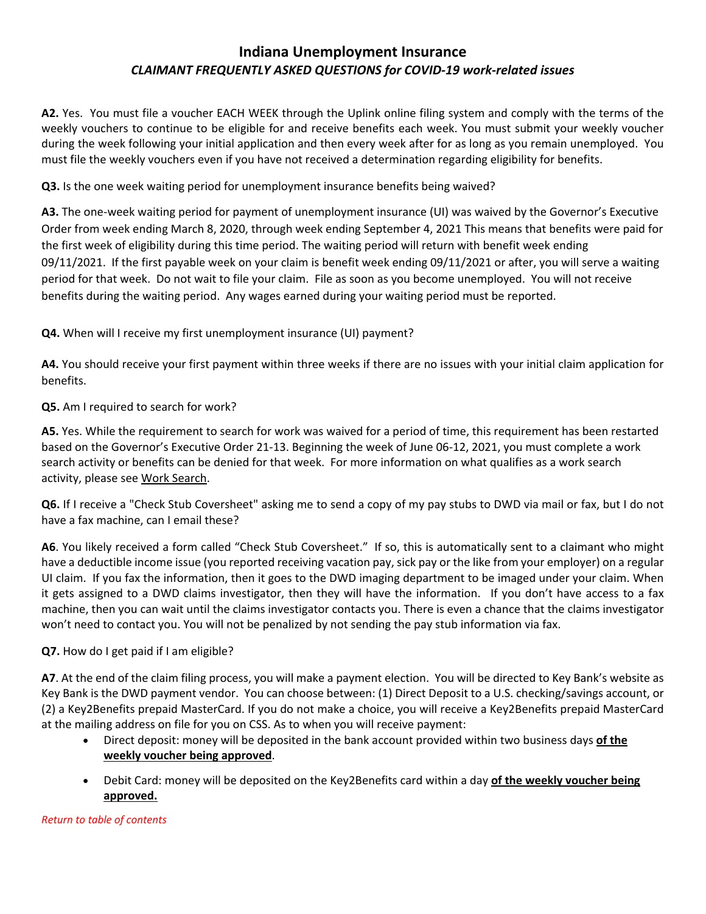# Indiana Unemployment Insurance

## *CLAIMANT FREQUENTLY ASKED QUESTIONS for COVID-19 work-related issues*

**A2.** Yes. You must file a voucher EACH WEEK through the Uplink online filing system and comply with the terms of the weekly vouchers to continue to be eligible for and receive benefits each week. You must submit your weekly voucher during the week following your initial application and then every week after for as long as you remain unemployed. You must file the weekly vouchers even if you have not received a determination regarding eligibility for benefits.

**Q3.** Is the one week waiting period for unemployment insurance benefits being waived?

**A3.** The one-week waiting period for payment of unemployment insurance (UI) was waived by the Governor's Executive Order from week ending March 8, 2020, through week ending September 4, 2021 This means that benefits were paid for the first week of eligibility during this time period. The waiting period will return with benefit week ending 09/11/2021. If the first payable week on your claim is benefit week ending 09/11/2021 or after, you will serve a waiting period for that week. Do not wait to file your claim. File as soon as you become unemployed. You will not receive benefits during the waiting period. Any wages earned during your waiting period must be reported.

**Q4.** When will I receive my first unemployment insurance (UI) payment?

**A4.** You should receive your first payment within three weeks if there are no issues with your initial claim application for benefits.

**Q5.** Am I required to search for work?

**A5.** Yes. While the requirement to search for work was waived for a period of time, this requirement has been restarted based on the Governor's Executive Order 21-13. Beginning the week of June 06-12, 2021, you must complete a work search activity or benefits can be denied for that week. For more information on what qualifies as a work search activity, please see Work Search.

**Q6.** If I receive a "Check Stub Coversheet" asking me to send a copy of my pay stubs to DWD via mail or fax, but I do not have a fax machine, can I email these?

**A6**. You likely received a form called "Check Stub Coversheet." If so, this is automatically sent to a claimant who might have a deductible income issue (you reported receiving vacation pay, sick pay or the like from your employer) on a regular UI claim. If you fax the information, then it goes to the DWD imaging department to be imaged under your claim. When it gets assigned to a DWD claims investigator, then they will have the information. If you don't have access to a fax machine, then you can wait until the claims investigator contacts you. There is even a chance that the claims investigator won't need to contact you. You will not be penalized by not sending the pay stub information via fax.

**Q7.** How do I get paid if I am eligible?

**A7**. At the end of the claim filing process, you will make a payment election. You will be directed to Key Bank's website as Key Bank is the DWD payment vendor. You can choose between: (1) Direct Deposit to a U.S. checking/savings account, or (2) a Key2Benefits prepaid MasterCard. If you do not make a choice, you will receive a Key2Benefits prepaid MasterCard at the mailing address on file for you on CSS. As to when you will receive payment:

- Direct deposit: money will be deposited in the bank account provided within two business days **of the weekly voucher being approved**.
- Debit Card: money will be deposited on the Key2Benefits card within a day **of the weekly voucher being approved.**

*Return to table of contents*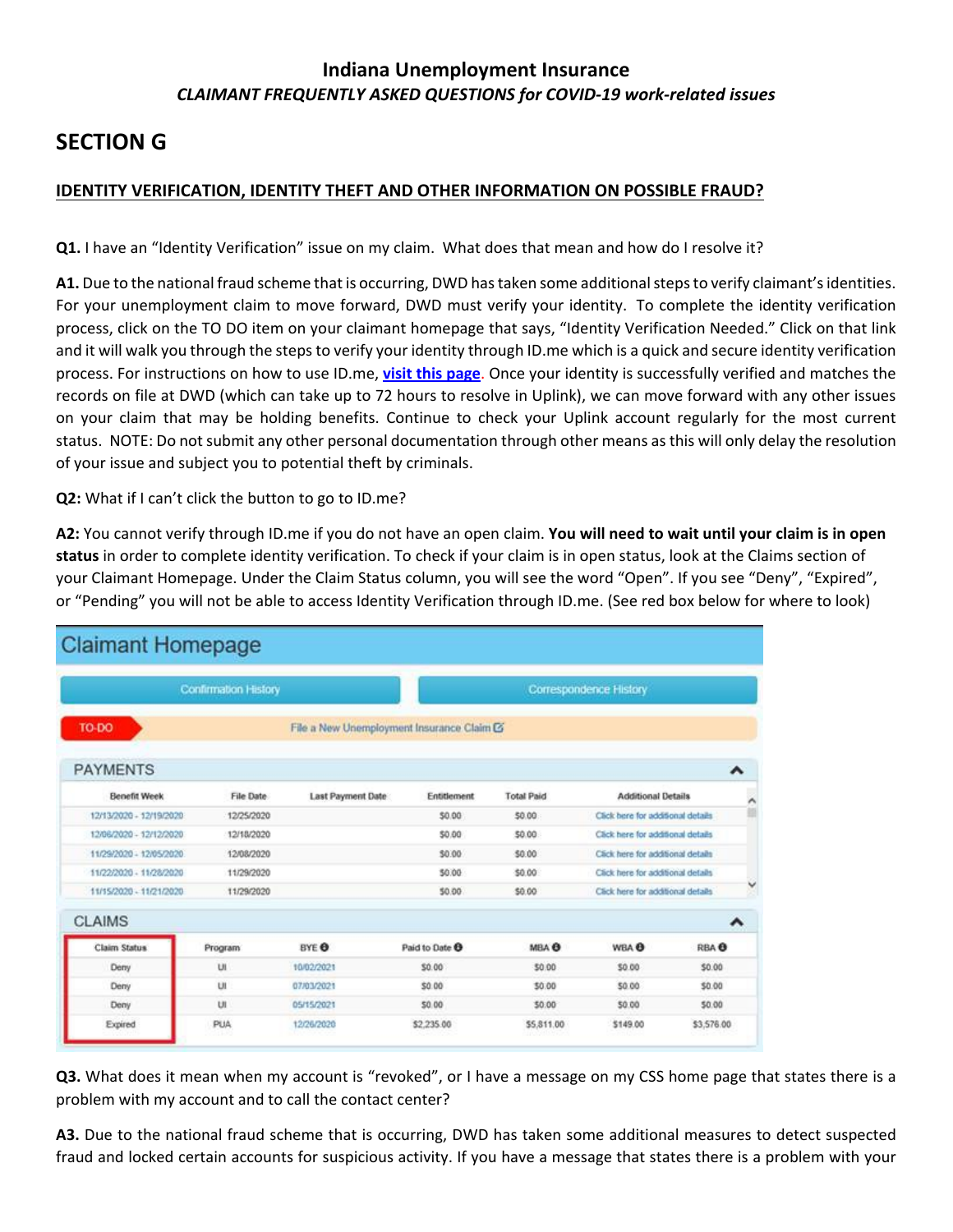# Indiana Unemployment Insurance

*CLAIMANT FREQUENTLY ASKED QUESTIONS for COVID-19 work-related issues*

## SECTION G

### IDENTITY VERIFICATION, IDENTITY THEFT AND OTHER INFORMATION ON POSSIBLE FRAUD?

**Q1.** I have an "Identity Verification" issue on my claim. What does that mean and how do I resolve it?

**A1.** Due to the national fraud scheme that is occurring, DWD has taken some additional steps to verify claimant's identities. For your unemployment claim to move forward, DWD must verify your identity. To complete the identity verification process, click on the TO DO item on your claimant homepage that says, "Identity Verification Needed." Click on that link and it will walk you through the steps to verify your identity through ID.me which is a quick and secure identity verification process. For instructions on how to use ID.me, **visit this page**. Once your identity is successfully verified and matches the records on file at DWD (which can take up to 72 hours to resolve in Uplink), we can move forward with any other issues on your claim that may be holding benefits. Continue to check your Uplink account regularly for the most current status. NOTE: Do not submit any other personal documentation through other means as this will only delay the resolution of your issue and subject you to potential theft by criminals.

**Q2:** What if I can't click the button to go to ID.me?

**A2:** You cannot verify through ID.me if you do not have an open claim. **You will need to wait until your claim is in open status** in order to complete identity verification. To check if your claim is in open status, look at the Claims section of your Claimant Homepage. Under the Claim Status column, you will see the word "Open". If you see "Deny", "Expired", or "Pending" you will not be able to access Identity Verification through ID.me. (See red box below for where to look)

**Claimant Homepage**

Confirmation History | Correspondence History

TO-DO — File a New Unemployment Insurance Claim

**PAYMENTS**

| Benefit Week | File Date | Last Payment Date | Entitlement | Total Paid | Additional Details |
|---|---|---|---|---|---|
| 12/13/2020 - 12/19/2020 | 12/25/2020 | | $0.00 | $0.00 | Click here for additional details |
| 12/06/2020 - 12/12/2020 | 12/18/2020 | | $0.00 | $0.00 | Click here for additional details |
| 11/29/2020 - 12/05/2020 | 12/08/2020 | | $0.00 | $0.00 | Click here for additional details |
| 11/22/2020 - 11/28/2020 | 11/29/2020 | | $0.00 | $0.00 | Click here for additional details |
| 11/15/2020 - 11/21/2020 | 11/29/2020 | | $0.00 | $0.00 | Click here for additional details |

**CLAIMS**

| Claim Status | Program | BYE | Paid to Date | MBA | WBA | RBA |
|---|---|---|---|---|---|---|
| Deny | UI | 10/02/2021 | $0.00 | $0.00 | $0.00 | $0.00 |
| Deny | UI | 07/03/2021 | $0.00 | $0.00 | $0.00 | $0.00 |
| Deny | UI | 05/15/2021 | $0.00 | $0.00 | $0.00 | $0.00 |
| Expired | PUA | 12/26/2020 | $2,235.00 | $5,811.00 | $149.00 | $3,576.00 |

**Q3.** What does it mean when my account is "revoked", or I have a message on my CSS home page that states there is a problem with my account and to call the contact center?

**A3.** Due to the national fraud scheme that is occurring, DWD has taken some additional measures to detect suspected fraud and locked certain accounts for suspicious activity. If you have a message that states there is a problem with your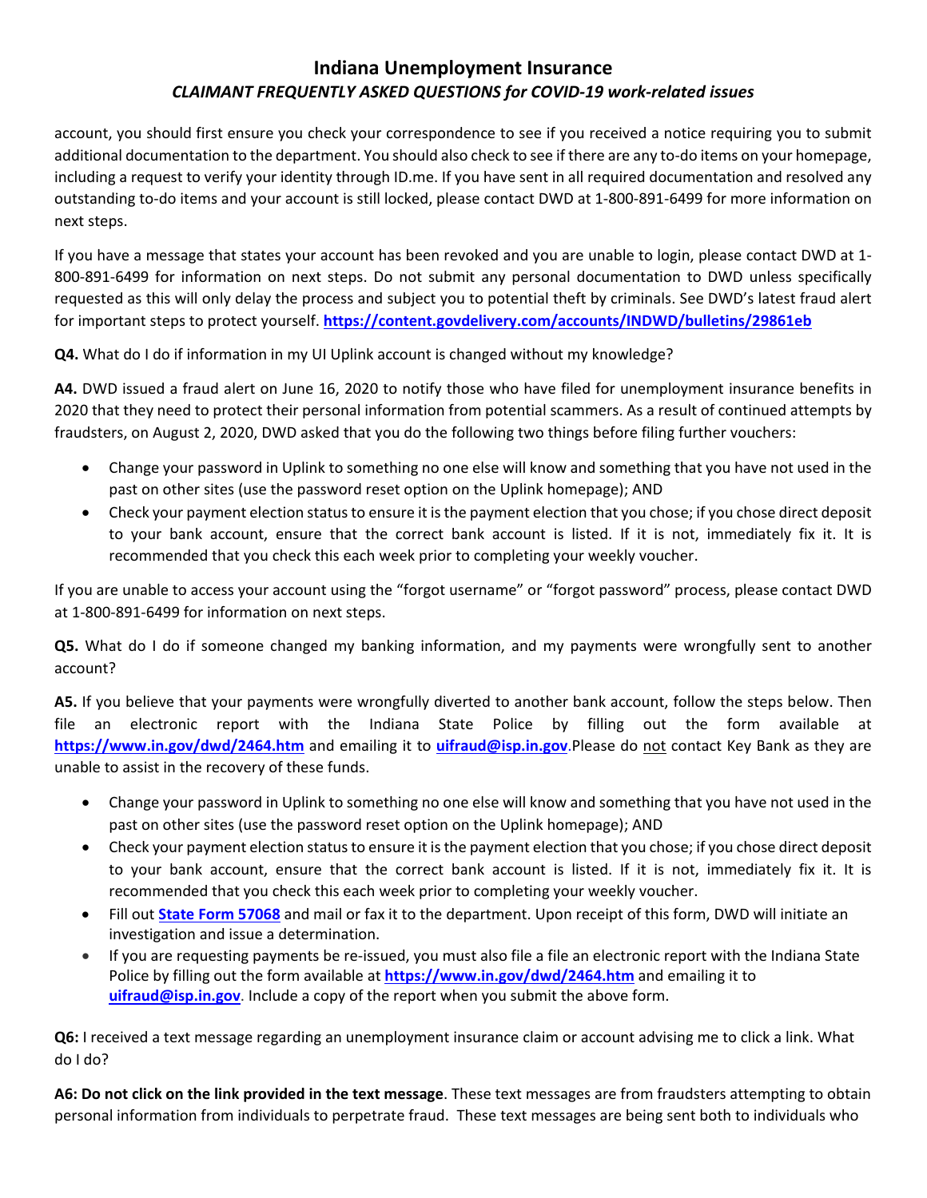account, you should first ensure you check your correspondence to see if you received a notice requiring you to submit additional documentation to the department. You should also check to see if there are any to-do items on your homepage, including a request to verify your identity through ID.me. If you have sent in all required documentation and resolved any outstanding to-do items and your account is still locked, please contact DWD at 1-800-891-6499 for more information on next steps.

If you have a message that states your account has been revoked and you are unable to login, please contact DWD at 1-800-891-6499 for information on next steps. Do not submit any personal documentation to DWD unless specifically requested as this will only delay the process and subject you to potential theft by criminals. See DWD's latest fraud alert for important steps to protect yourself. **https://content.govdelivery.com/accounts/INDWD/bulletins/29861eb**

**Q4.** What do I do if information in my UI Uplink account is changed without my knowledge?

**A4.** DWD issued a fraud alert on June 16, 2020 to notify those who have filed for unemployment insurance benefits in 2020 that they need to protect their personal information from potential scammers. As a result of continued attempts by fraudsters, on August 2, 2020, DWD asked that you do the following two things before filing further vouchers:

- Change your password in Uplink to something no one else will know and something that you have not used in the past on other sites (use the password reset option on the Uplink homepage); AND
- Check your payment election status to ensure it is the payment election that you chose; if you chose direct deposit to your bank account, ensure that the correct bank account is listed. If it is not, immediately fix it. It is recommended that you check this each week prior to completing your weekly voucher.

If you are unable to access your account using the "forgot username" or "forgot password" process, please contact DWD at 1-800-891-6499 for information on next steps.

**Q5.** What do I do if someone changed my banking information, and my payments were wrongfully sent to another account?

**A5.** If you believe that your payments were wrongfully diverted to another bank account, follow the steps below. Then file an electronic report with the Indiana State Police by filling out the form available at **https://www.in.gov/dwd/2464.htm** and emailing it to **uifraud@isp.in.gov**.Please do not contact Key Bank as they are unable to assist in the recovery of these funds.

- Change your password in Uplink to something no one else will know and something that you have not used in the past on other sites (use the password reset option on the Uplink homepage); AND
- Check your payment election status to ensure it is the payment election that you chose; if you chose direct deposit to your bank account, ensure that the correct bank account is listed. If it is not, immediately fix it. It is recommended that you check this each week prior to completing your weekly voucher.
- Fill out **State Form 57068** and mail or fax it to the department. Upon receipt of this form, DWD will initiate an investigation and issue a determination.
- If you are requesting payments be re-issued, you must also file a file an electronic report with the Indiana State Police by filling out the form available at **https://www.in.gov/dwd/2464.htm** and emailing it to **uifraud@isp.in.gov**. Include a copy of the report when you submit the above form.

**Q6:** I received a text message regarding an unemployment insurance claim or account advising me to click a link. What do I do?

**A6: Do not click on the link provided in the text message**. These text messages are from fraudsters attempting to obtain personal information from individuals to perpetrate fraud. These text messages are being sent both to individuals who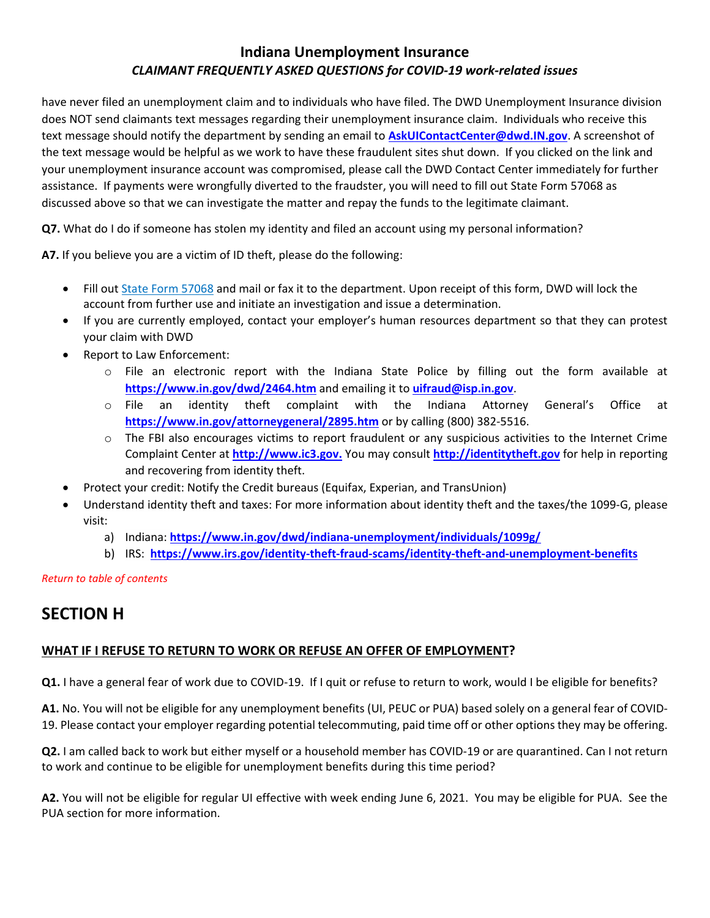have never filed an unemployment claim and to individuals who have filed. The DWD Unemployment Insurance division does NOT send claimants text messages regarding their unemployment insurance claim. Individuals who receive this text message should notify the department by sending an email to **AskUIContactCenter@dwd.IN.gov**. A screenshot of the text message would be helpful as we work to have these fraudulent sites shut down. If you clicked on the link and your unemployment insurance account was compromised, please call the DWD Contact Center immediately for further assistance. If payments were wrongfully diverted to the fraudster, you will need to fill out State Form 57068 as discussed above so that we can investigate the matter and repay the funds to the legitimate claimant.

**Q7.** What do I do if someone has stolen my identity and filed an account using my personal information?

**A7.** If you believe you are a victim of ID theft, please do the following:

- Fill out State Form 57068 and mail or fax it to the department. Upon receipt of this form, DWD will lock the account from further use and initiate an investigation and issue a determination.
- If you are currently employed, contact your employer's human resources department so that they can protest your claim with DWD
- Report to Law Enforcement:
    - File an electronic report with the Indiana State Police by filling out the form available at **https://www.in.gov/dwd/2464.htm** and emailing it to **uifraud@isp.in.gov**.
    - File an identity theft complaint with the Indiana Attorney General's Office at **https://www.in.gov/attorneygeneral/2895.htm** or by calling (800) 382-5516.
    - The FBI also encourages victims to report fraudulent or any suspicious activities to the Internet Crime Complaint Center at **http://www.ic3.gov.** You may consult **http://identitytheft.gov** for help in reporting and recovering from identity theft.
- Protect your credit: Notify the Credit bureaus (Equifax, Experian, and TransUnion)
- Understand identity theft and taxes: For more information about identity theft and the taxes/the 1099-G, please visit:
    a) Indiana: **https://www.in.gov/dwd/indiana-unemployment/individuals/1099g/**
    b) IRS: **https://www.irs.gov/identity-theft-fraud-scams/identity-theft-and-unemployment-benefits**

*Return to table of contents*

# SECTION H

## WHAT IF I REFUSE TO RETURN TO WORK OR REFUSE AN OFFER OF EMPLOYMENT?

**Q1.** I have a general fear of work due to COVID-19. If I quit or refuse to return to work, would I be eligible for benefits?

**A1.** No. You will not be eligible for any unemployment benefits (UI, PEUC or PUA) based solely on a general fear of COVID-19. Please contact your employer regarding potential telecommuting, paid time off or other options they may be offering.

**Q2.** I am called back to work but either myself or a household member has COVID-19 or are quarantined. Can I not return to work and continue to be eligible for unemployment benefits during this time period?

**A2.** You will not be eligible for regular UI effective with week ending June 6, 2021. You may be eligible for PUA. See the PUA section for more information.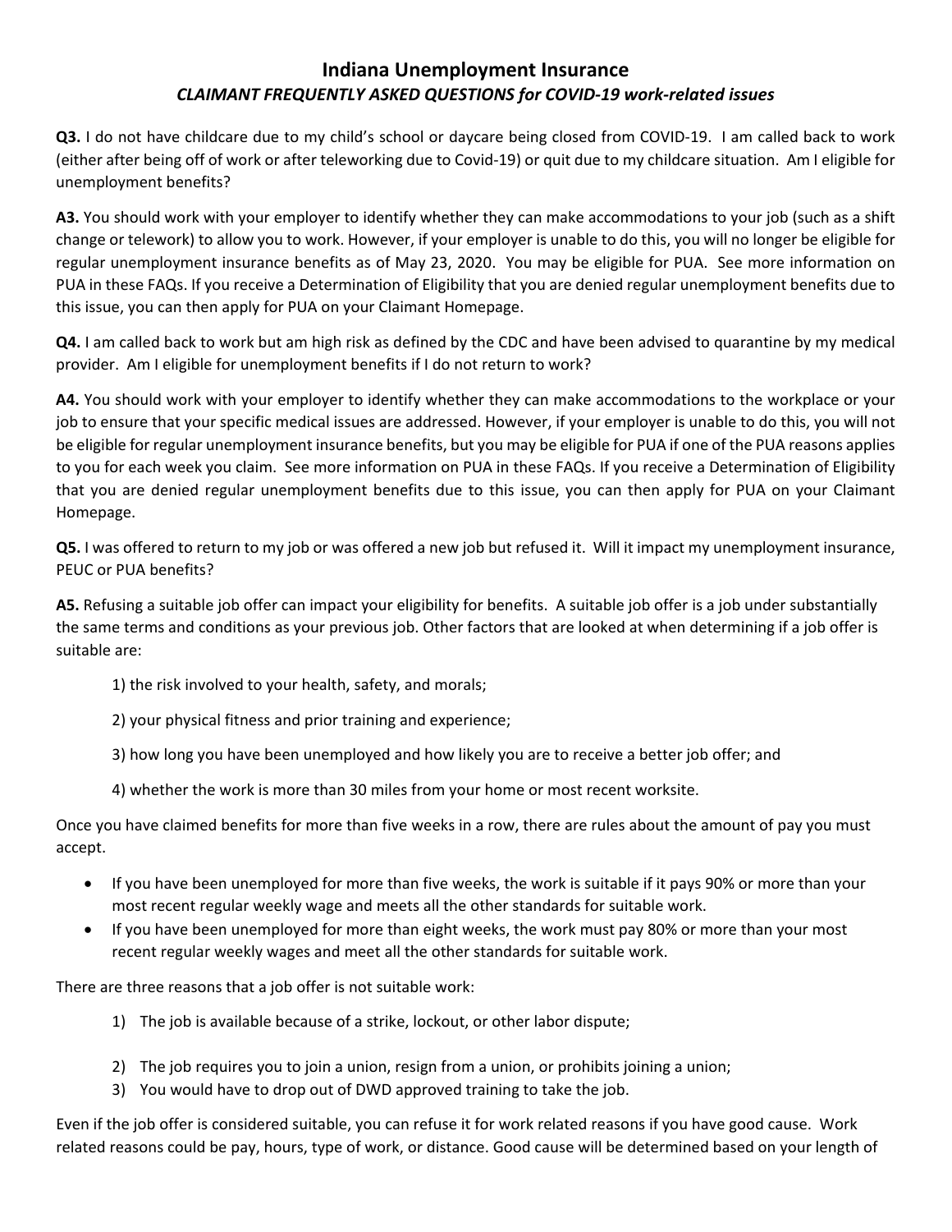# Indiana Unemployment Insurance

## *CLAIMANT FREQUENTLY ASKED QUESTIONS for COVID-19 work-related issues*

**Q3.** I do not have childcare due to my child's school or daycare being closed from COVID-19. I am called back to work (either after being off of work or after teleworking due to Covid-19) or quit due to my childcare situation. Am I eligible for unemployment benefits?

**A3.** You should work with your employer to identify whether they can make accommodations to your job (such as a shift change or telework) to allow you to work. However, if your employer is unable to do this, you will no longer be eligible for regular unemployment insurance benefits as of May 23, 2020. You may be eligible for PUA. See more information on PUA in these FAQs. If you receive a Determination of Eligibility that you are denied regular unemployment benefits due to this issue, you can then apply for PUA on your Claimant Homepage.

**Q4.** I am called back to work but am high risk as defined by the CDC and have been advised to quarantine by my medical provider. Am I eligible for unemployment benefits if I do not return to work?

**A4.** You should work with your employer to identify whether they can make accommodations to the workplace or your job to ensure that your specific medical issues are addressed. However, if your employer is unable to do this, you will not be eligible for regular unemployment insurance benefits, but you may be eligible for PUA if one of the PUA reasons applies to you for each week you claim. See more information on PUA in these FAQs. If you receive a Determination of Eligibility that you are denied regular unemployment benefits due to this issue, you can then apply for PUA on your Claimant Homepage.

**Q5.** I was offered to return to my job or was offered a new job but refused it. Will it impact my unemployment insurance, PEUC or PUA benefits?

**A5.** Refusing a suitable job offer can impact your eligibility for benefits. A suitable job offer is a job under substantially the same terms and conditions as your previous job. Other factors that are looked at when determining if a job offer is suitable are:

1) the risk involved to your health, safety, and morals;

2) your physical fitness and prior training and experience;

3) how long you have been unemployed and how likely you are to receive a better job offer; and

4) whether the work is more than 30 miles from your home or most recent worksite.

Once you have claimed benefits for more than five weeks in a row, there are rules about the amount of pay you must accept.

- If you have been unemployed for more than five weeks, the work is suitable if it pays 90% or more than your most recent regular weekly wage and meets all the other standards for suitable work.
- If you have been unemployed for more than eight weeks, the work must pay 80% or more than your most recent regular weekly wages and meet all the other standards for suitable work.

There are three reasons that a job offer is not suitable work:

1) The job is available because of a strike, lockout, or other labor dispute;
2) The job requires you to join a union, resign from a union, or prohibits joining a union;
3) You would have to drop out of DWD approved training to take the job.

Even if the job offer is considered suitable, you can refuse it for work related reasons if you have good cause. Work related reasons could be pay, hours, type of work, or distance. Good cause will be determined based on your length of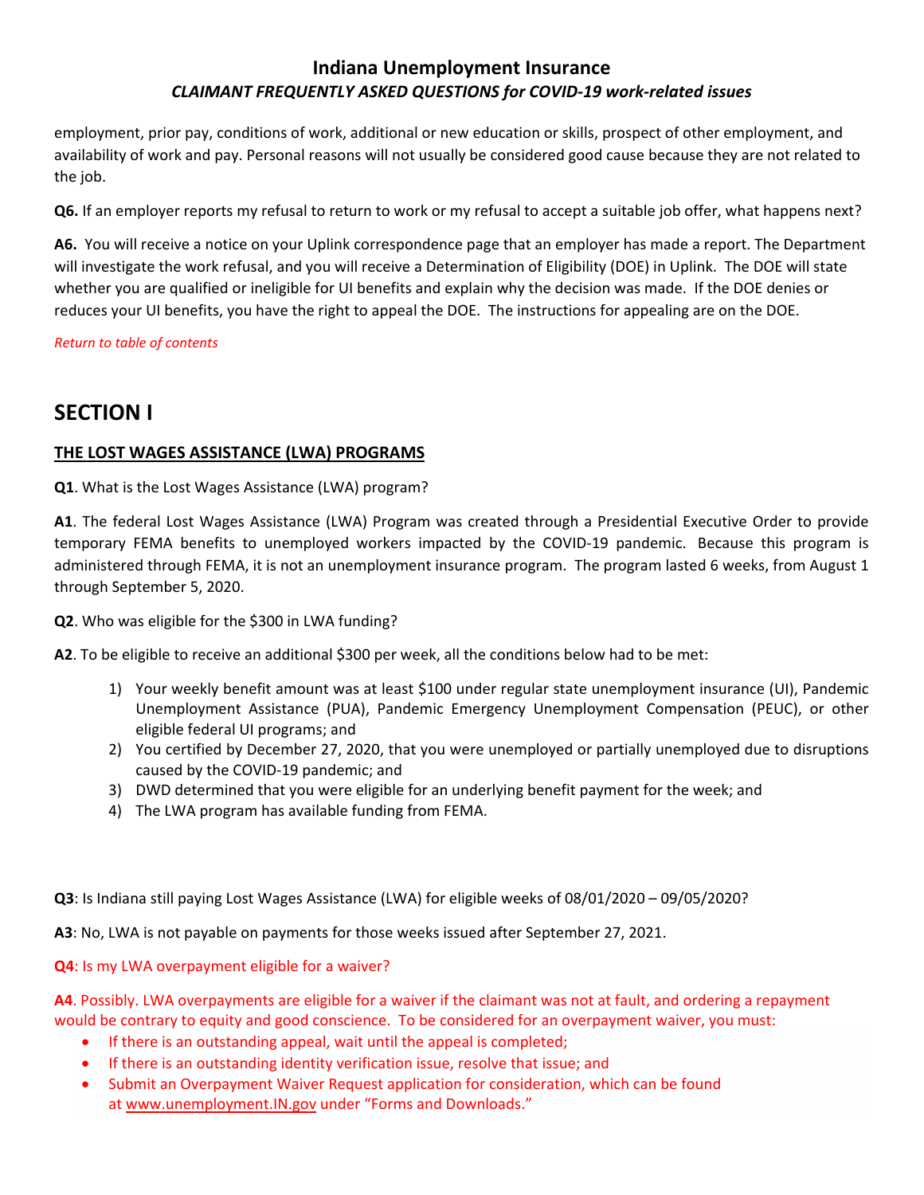employment, prior pay, conditions of work, additional or new education or skills, prospect of other employment, and availability of work and pay. Personal reasons will not usually be considered good cause because they are not related to the job.

**Q6.** If an employer reports my refusal to return to work or my refusal to accept a suitable job offer, what happens next?

**A6.** You will receive a notice on your Uplink correspondence page that an employer has made a report. The Department will investigate the work refusal, and you will receive a Determination of Eligibility (DOE) in Uplink. The DOE will state whether you are qualified or ineligible for UI benefits and explain why the decision was made. If the DOE denies or reduces your UI benefits, you have the right to appeal the DOE. The instructions for appealing are on the DOE.

*Return to table of contents*

# SECTION I

## THE LOST WAGES ASSISTANCE (LWA) PROGRAMS

**Q1**. What is the Lost Wages Assistance (LWA) program?

**A1**. The federal Lost Wages Assistance (LWA) Program was created through a Presidential Executive Order to provide temporary FEMA benefits to unemployed workers impacted by the COVID-19 pandemic. Because this program is administered through FEMA, it is not an unemployment insurance program. The program lasted 6 weeks, from August 1 through September 5, 2020.

**Q2**. Who was eligible for the $300 in LWA funding?

**A2**. To be eligible to receive an additional $300 per week, all the conditions below had to be met:

1) Your weekly benefit amount was at least $100 under regular state unemployment insurance (UI), Pandemic Unemployment Assistance (PUA), Pandemic Emergency Unemployment Compensation (PEUC), or other eligible federal UI programs; and
2) You certified by December 27, 2020, that you were unemployed or partially unemployed due to disruptions caused by the COVID-19 pandemic; and
3) DWD determined that you were eligible for an underlying benefit payment for the week; and
4) The LWA program has available funding from FEMA.

**Q3**: Is Indiana still paying Lost Wages Assistance (LWA) for eligible weeks of 08/01/2020 – 09/05/2020?

**A3**: No, LWA is not payable on payments for those weeks issued after September 27, 2021.

**Q4**: Is my LWA overpayment eligible for a waiver?

**A4**. Possibly. LWA overpayments are eligible for a waiver if the claimant was not at fault, and ordering a repayment would be contrary to equity and good conscience. To be considered for an overpayment waiver, you must:

- If there is an outstanding appeal, wait until the appeal is completed;
- If there is an outstanding identity verification issue, resolve that issue; and
- Submit an Overpayment Waiver Request application for consideration, which can be found at www.unemployment.IN.gov under "Forms and Downloads."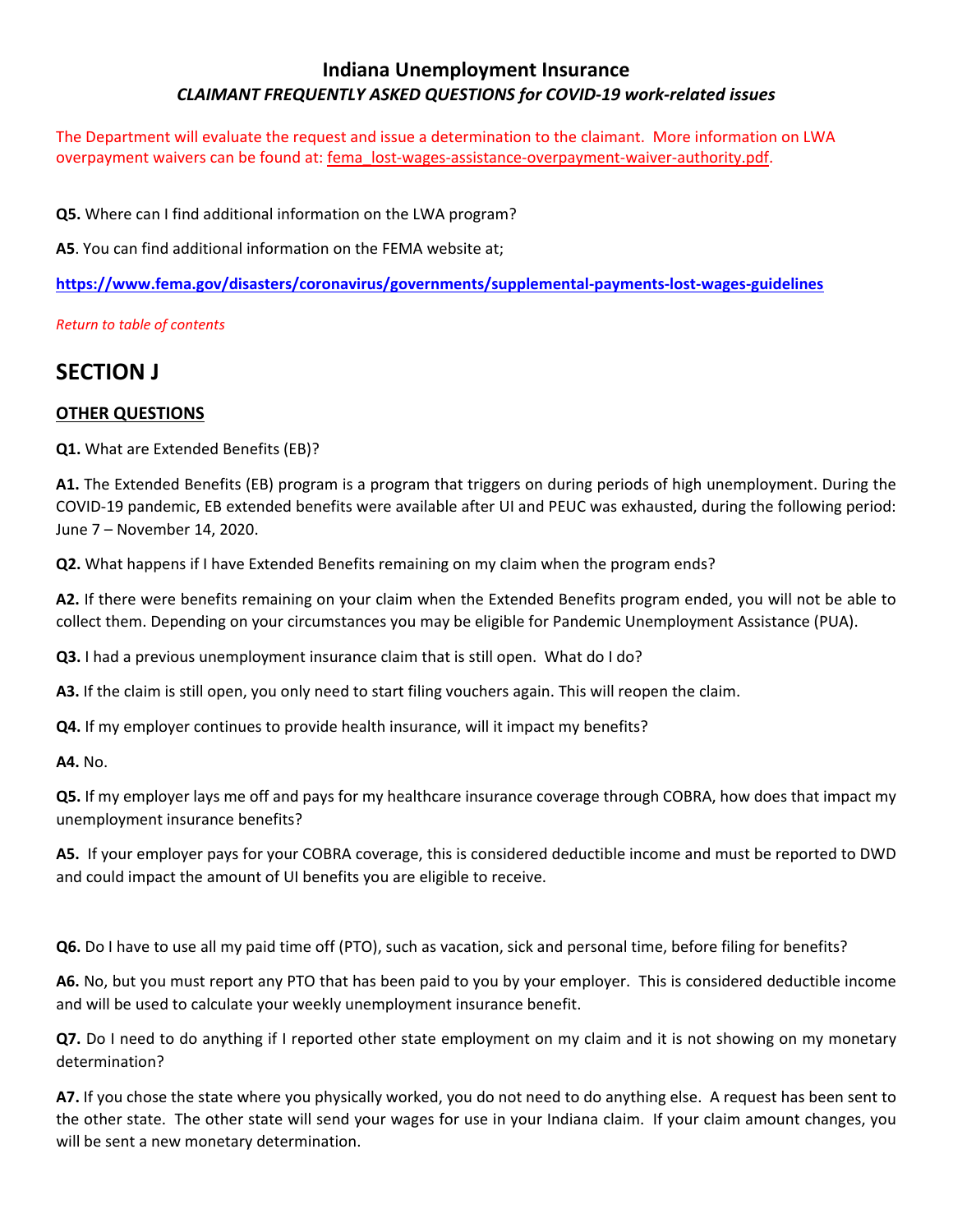The Department will evaluate the request and issue a determination to the claimant. More information on LWA overpayment waivers can be found at: fema_lost-wages-assistance-overpayment-waiver-authority.pdf.

**Q5.** Where can I find additional information on the LWA program?

**A5**. You can find additional information on the FEMA website at;

**https://www.fema.gov/disasters/coronavirus/governments/supplemental-payments-lost-wages-guidelines**

*Return to table of contents*

# SECTION J

## OTHER QUESTIONS

**Q1.** What are Extended Benefits (EB)?

**A1.** The Extended Benefits (EB) program is a program that triggers on during periods of high unemployment. During the COVID-19 pandemic, EB extended benefits were available after UI and PEUC was exhausted, during the following period: June 7 – November 14, 2020.

**Q2.** What happens if I have Extended Benefits remaining on my claim when the program ends?

**A2.** If there were benefits remaining on your claim when the Extended Benefits program ended, you will not be able to collect them. Depending on your circumstances you may be eligible for Pandemic Unemployment Assistance (PUA).

**Q3.** I had a previous unemployment insurance claim that is still open. What do I do?

**A3.** If the claim is still open, you only need to start filing vouchers again. This will reopen the claim.

**Q4.** If my employer continues to provide health insurance, will it impact my benefits?

**A4.** No.

**Q5.** If my employer lays me off and pays for my healthcare insurance coverage through COBRA, how does that impact my unemployment insurance benefits?

**A5.** If your employer pays for your COBRA coverage, this is considered deductible income and must be reported to DWD and could impact the amount of UI benefits you are eligible to receive.

**Q6.** Do I have to use all my paid time off (PTO), such as vacation, sick and personal time, before filing for benefits?

**A6.** No, but you must report any PTO that has been paid to you by your employer. This is considered deductible income and will be used to calculate your weekly unemployment insurance benefit.

**Q7.** Do I need to do anything if I reported other state employment on my claim and it is not showing on my monetary determination?

**A7.** If you chose the state where you physically worked, you do not need to do anything else. A request has been sent to the other state. The other state will send your wages for use in your Indiana claim. If your claim amount changes, you will be sent a new monetary determination.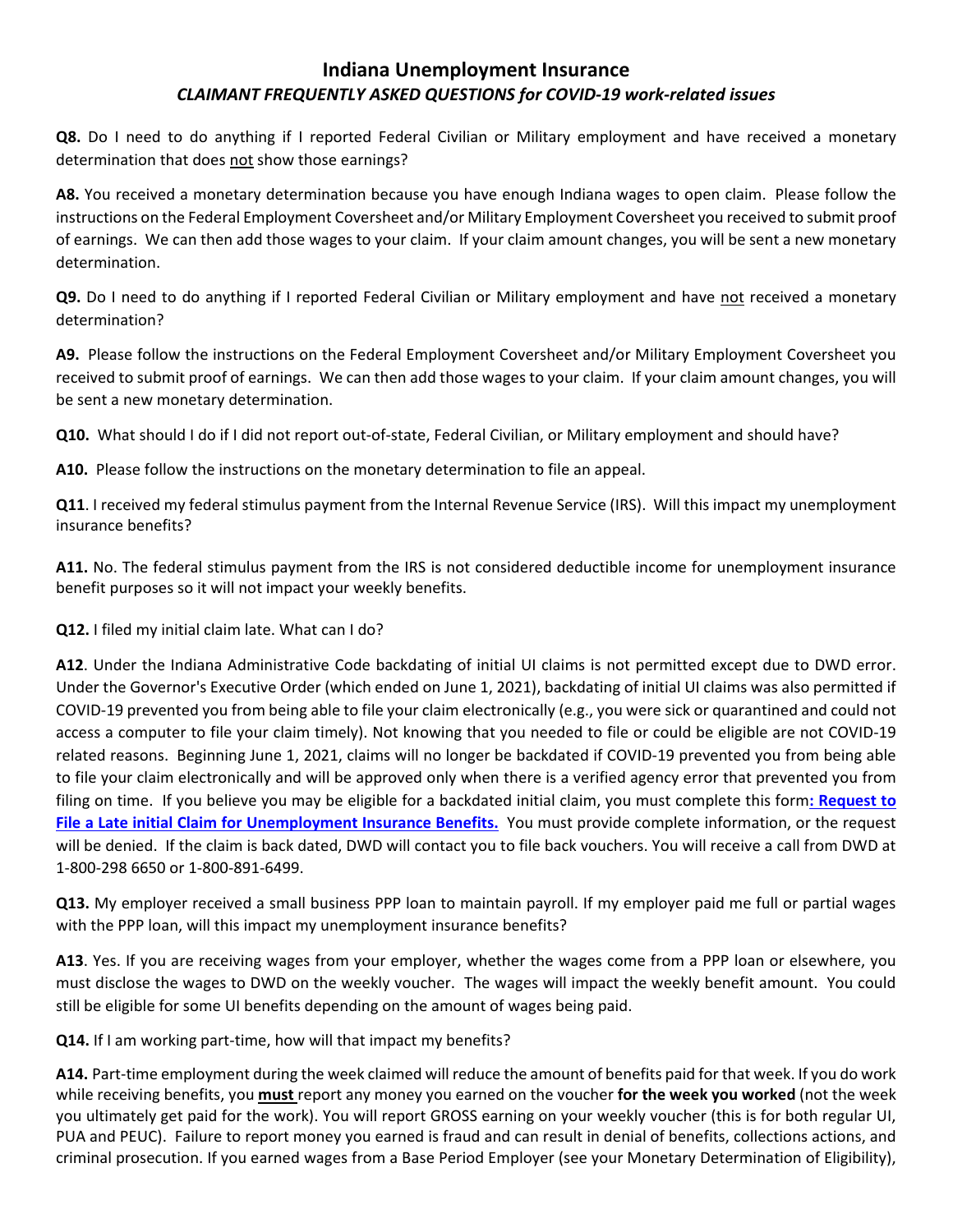## Indiana Unemployment Insurance

### *CLAIMANT FREQUENTLY ASKED QUESTIONS for COVID-19 work-related issues*

**Q8.** Do I need to do anything if I reported Federal Civilian or Military employment and have received a monetary determination that does not show those earnings?

**A8.** You received a monetary determination because you have enough Indiana wages to open claim. Please follow the instructions on the Federal Employment Coversheet and/or Military Employment Coversheet you received to submit proof of earnings. We can then add those wages to your claim. If your claim amount changes, you will be sent a new monetary determination.

**Q9.** Do I need to do anything if I reported Federal Civilian or Military employment and have not received a monetary determination?

**A9.** Please follow the instructions on the Federal Employment Coversheet and/or Military Employment Coversheet you received to submit proof of earnings. We can then add those wages to your claim. If your claim amount changes, you will be sent a new monetary determination.

**Q10.** What should I do if I did not report out-of-state, Federal Civilian, or Military employment and should have?

**A10.** Please follow the instructions on the monetary determination to file an appeal.

**Q11**. I received my federal stimulus payment from the Internal Revenue Service (IRS). Will this impact my unemployment insurance benefits?

**A11.** No. The federal stimulus payment from the IRS is not considered deductible income for unemployment insurance benefit purposes so it will not impact your weekly benefits.

**Q12.** I filed my initial claim late. What can I do?

**A12**. Under the Indiana Administrative Code backdating of initial UI claims is not permitted except due to DWD error. Under the Governor's Executive Order (which ended on June 1, 2021), backdating of initial UI claims was also permitted if COVID-19 prevented you from being able to file your claim electronically (e.g., you were sick or quarantined and could not access a computer to file your claim timely). Not knowing that you needed to file or could be eligible are not COVID-19 related reasons. Beginning June 1, 2021, claims will no longer be backdated if COVID-19 prevented you from being able to file your claim electronically and will be approved only when there is a verified agency error that prevented you from filing on time. If you believe you may be eligible for a backdated initial claim, you must complete this form**: Request to File a Late initial Claim for Unemployment Insurance Benefits.** You must provide complete information, or the request will be denied. If the claim is back dated, DWD will contact you to file back vouchers. You will receive a call from DWD at 1-800-298 6650 or 1-800-891-6499.

**Q13.** My employer received a small business PPP loan to maintain payroll. If my employer paid me full or partial wages with the PPP loan, will this impact my unemployment insurance benefits?

**A13**. Yes. If you are receiving wages from your employer, whether the wages come from a PPP loan or elsewhere, you must disclose the wages to DWD on the weekly voucher. The wages will impact the weekly benefit amount. You could still be eligible for some UI benefits depending on the amount of wages being paid.

**Q14.** If I am working part-time, how will that impact my benefits?

**A14.** Part-time employment during the week claimed will reduce the amount of benefits paid for that week. If you do work while receiving benefits, you **must** report any money you earned on the voucher **for the week you worked** (not the week you ultimately get paid for the work). You will report GROSS earning on your weekly voucher (this is for both regular UI, PUA and PEUC). Failure to report money you earned is fraud and can result in denial of benefits, collections actions, and criminal prosecution. If you earned wages from a Base Period Employer (see your Monetary Determination of Eligibility),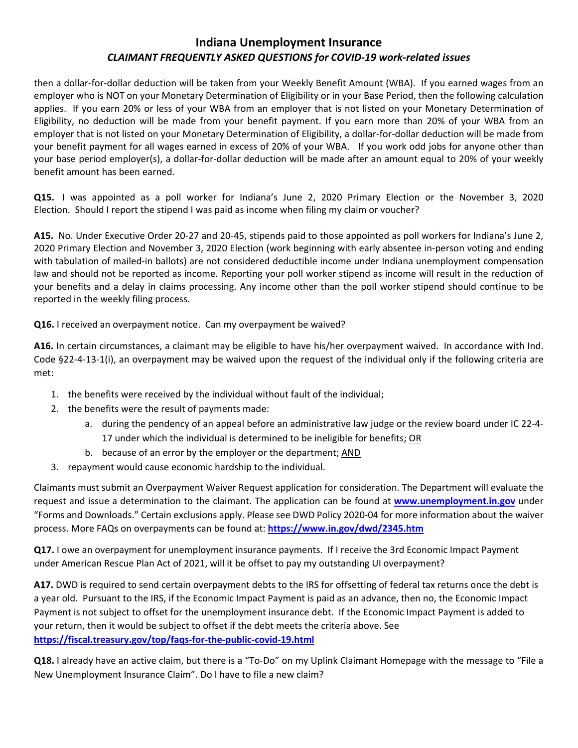then a dollar-for-dollar deduction will be taken from your Weekly Benefit Amount (WBA). If you earned wages from an employer who is NOT on your Monetary Determination of Eligibility or in your Base Period, then the following calculation applies. If you earn 20% or less of your WBA from an employer that is not listed on your Monetary Determination of Eligibility, no deduction will be made from your benefit payment. If you earn more than 20% of your WBA from an employer that is not listed on your Monetary Determination of Eligibility, a dollar-for-dollar deduction will be made from your benefit payment for all wages earned in excess of 20% of your WBA. If you work odd jobs for anyone other than your base period employer(s), a dollar-for-dollar deduction will be made after an amount equal to 20% of your weekly benefit amount has been earned.

**Q15.** I was appointed as a poll worker for Indiana's June 2, 2020 Primary Election or the November 3, 2020 Election. Should I report the stipend I was paid as income when filing my claim or voucher?

**A15.** No. Under Executive Order 20-27 and 20-45, stipends paid to those appointed as poll workers for Indiana's June 2, 2020 Primary Election and November 3, 2020 Election (work beginning with early absentee in-person voting and ending with tabulation of mailed-in ballots) are not considered deductible income under Indiana unemployment compensation law and should not be reported as income. Reporting your poll worker stipend as income will result in the reduction of your benefits and a delay in claims processing. Any income other than the poll worker stipend should continue to be reported in the weekly filing process.

**Q16.** I received an overpayment notice. Can my overpayment be waived?

**A16.** In certain circumstances, a claimant may be eligible to have his/her overpayment waived. In accordance with Ind. Code §22-4-13-1(i), an overpayment may be waived upon the request of the individual only if the following criteria are met:

1. the benefits were received by the individual without fault of the individual;
2. the benefits were the result of payments made:
   a. during the pendency of an appeal before an administrative law judge or the review board under IC 22-4-17 under which the individual is determined to be ineligible for benefits; OR
   b. because of an error by the employer or the department; AND
3. repayment would cause economic hardship to the individual.

Claimants must submit an Overpayment Waiver Request application for consideration. The Department will evaluate the request and issue a determination to the claimant. The application can be found at **www.unemployment.in.gov** under "Forms and Downloads." Certain exclusions apply. Please see DWD Policy 2020-04 for more information about the waiver process. More FAQs on overpayments can be found at: **https://www.in.gov/dwd/2345.htm**

**Q17.** I owe an overpayment for unemployment insurance payments. If I receive the 3rd Economic Impact Payment under American Rescue Plan Act of 2021, will it be offset to pay my outstanding UI overpayment?

**A17.** DWD is required to send certain overpayment debts to the IRS for offsetting of federal tax returns once the debt is a year old. Pursuant to the IRS, if the Economic Impact Payment is paid as an advance, then no, the Economic Impact Payment is not subject to offset for the unemployment insurance debt. If the Economic Impact Payment is added to your return, then it would be subject to offset if the debt meets the criteria above. See **https://fiscal.treasury.gov/top/faqs-for-the-public-covid-19.html**

**Q18.** I already have an active claim, but there is a "To-Do" on my Uplink Claimant Homepage with the message to "File a New Unemployment Insurance Claim". Do I have to file a new claim?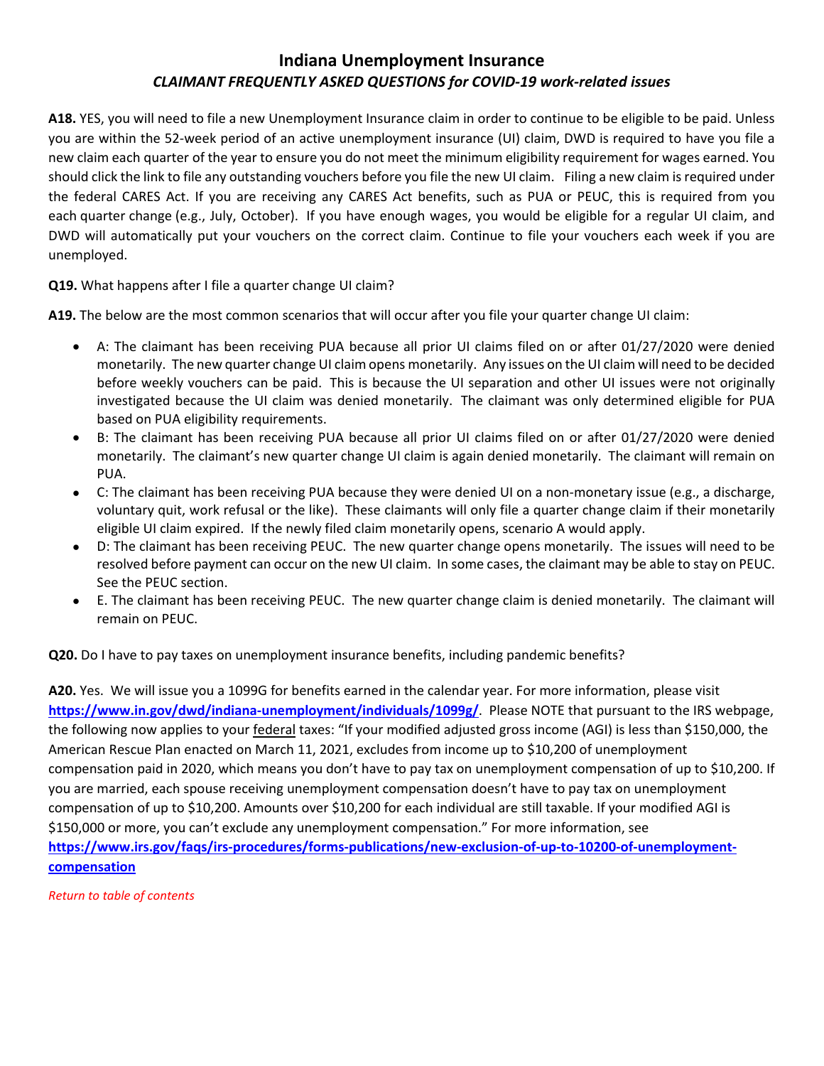## Indiana Unemployment Insurance
### *CLAIMANT FREQUENTLY ASKED QUESTIONS for COVID-19 work-related issues*

**A18.** YES, you will need to file a new Unemployment Insurance claim in order to continue to be eligible to be paid. Unless you are within the 52-week period of an active unemployment insurance (UI) claim, DWD is required to have you file a new claim each quarter of the year to ensure you do not meet the minimum eligibility requirement for wages earned. You should click the link to file any outstanding vouchers before you file the new UI claim. Filing a new claim is required under the federal CARES Act. If you are receiving any CARES Act benefits, such as PUA or PEUC, this is required from you each quarter change (e.g., July, October). If you have enough wages, you would be eligible for a regular UI claim, and DWD will automatically put your vouchers on the correct claim. Continue to file your vouchers each week if you are unemployed.

**Q19.** What happens after I file a quarter change UI claim?

**A19.** The below are the most common scenarios that will occur after you file your quarter change UI claim:

- A: The claimant has been receiving PUA because all prior UI claims filed on or after 01/27/2020 were denied monetarily. The new quarter change UI claim opens monetarily. Any issues on the UI claim will need to be decided before weekly vouchers can be paid. This is because the UI separation and other UI issues were not originally investigated because the UI claim was denied monetarily. The claimant was only determined eligible for PUA based on PUA eligibility requirements.
- B: The claimant has been receiving PUA because all prior UI claims filed on or after 01/27/2020 were denied monetarily. The claimant's new quarter change UI claim is again denied monetarily. The claimant will remain on PUA.
- C: The claimant has been receiving PUA because they were denied UI on a non-monetary issue (e.g., a discharge, voluntary quit, work refusal or the like). These claimants will only file a quarter change claim if their monetarily eligible UI claim expired. If the newly filed claim monetarily opens, scenario A would apply.
- D: The claimant has been receiving PEUC. The new quarter change opens monetarily. The issues will need to be resolved before payment can occur on the new UI claim. In some cases, the claimant may be able to stay on PEUC. See the PEUC section.
- E. The claimant has been receiving PEUC. The new quarter change claim is denied monetarily. The claimant will remain on PEUC.

**Q20.** Do I have to pay taxes on unemployment insurance benefits, including pandemic benefits?

**A20.** Yes. We will issue you a 1099G for benefits earned in the calendar year. For more information, please visit **https://www.in.gov/dwd/indiana-unemployment/individuals/1099g/**. Please NOTE that pursuant to the IRS webpage, the following now applies to your federal taxes: "If your modified adjusted gross income (AGI) is less than $150,000, the American Rescue Plan enacted on March 11, 2021, excludes from income up to $10,200 of unemployment compensation paid in 2020, which means you don't have to pay tax on unemployment compensation of up to $10,200. If you are married, each spouse receiving unemployment compensation doesn't have to pay tax on unemployment compensation of up to $10,200. Amounts over $10,200 for each individual are still taxable. If your modified AGI is $150,000 or more, you can't exclude any unemployment compensation." For more information, see **https://www.irs.gov/faqs/irs-procedures/forms-publications/new-exclusion-of-up-to-10200-of-unemployment-compensation**

*Return to table of contents*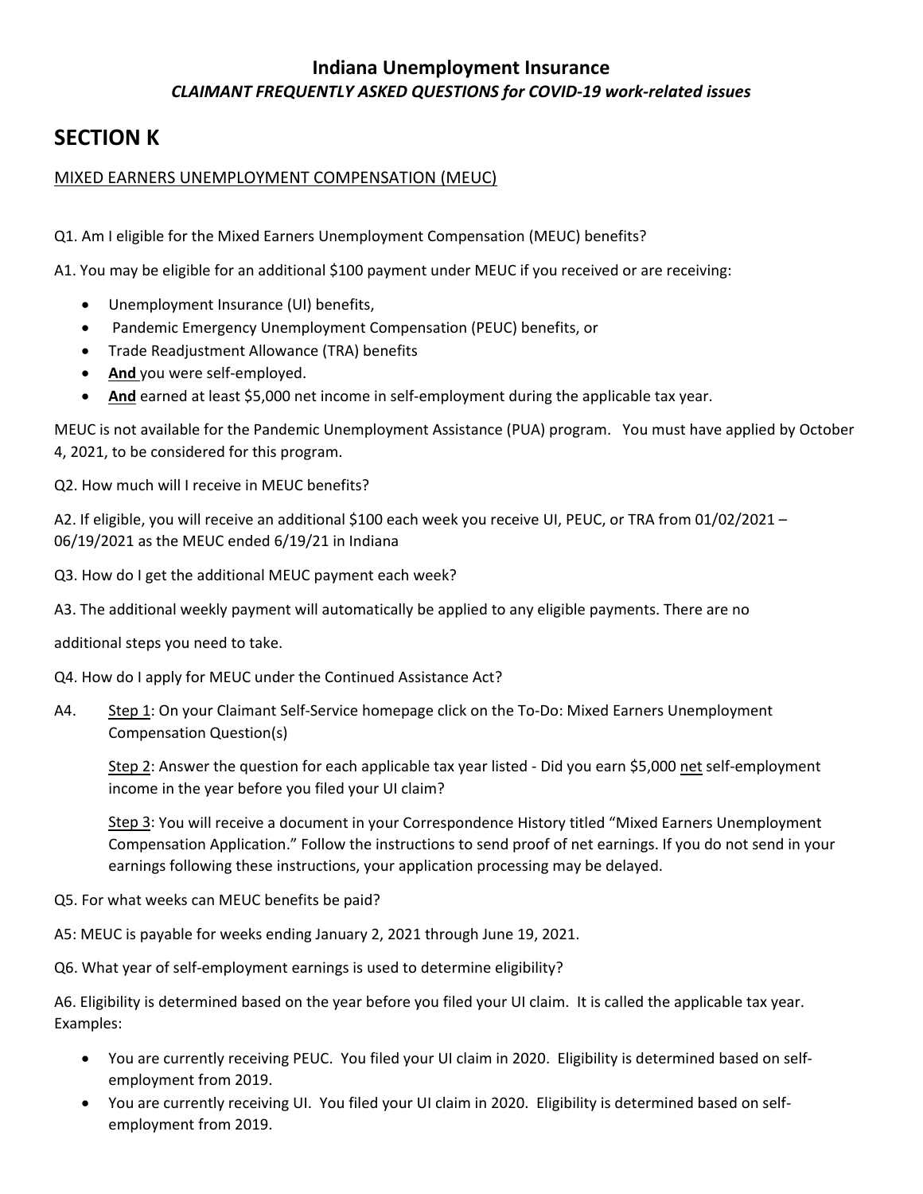# Indiana Unemployment Insurance

***CLAIMANT FREQUENTLY ASKED QUESTIONS for COVID-19 work-related issues***

## SECTION K

MIXED EARNERS UNEMPLOYMENT COMPENSATION (MEUC)

Q1. Am I eligible for the Mixed Earners Unemployment Compensation (MEUC) benefits?

A1. You may be eligible for an additional $100 payment under MEUC if you received or are receiving:

- Unemployment Insurance (UI) benefits,
- Pandemic Emergency Unemployment Compensation (PEUC) benefits, or
- Trade Readjustment Allowance (TRA) benefits
- **And** you were self-employed.
- **And** earned at least $5,000 net income in self-employment during the applicable tax year.

MEUC is not available for the Pandemic Unemployment Assistance (PUA) program. You must have applied by October 4, 2021, to be considered for this program.

Q2. How much will I receive in MEUC benefits?

A2. If eligible, you will receive an additional $100 each week you receive UI, PEUC, or TRA from 01/02/2021 – 06/19/2021 as the MEUC ended 6/19/21 in Indiana

Q3. How do I get the additional MEUC payment each week?

A3. The additional weekly payment will automatically be applied to any eligible payments. There are no additional steps you need to take.

Q4. How do I apply for MEUC under the Continued Assistance Act?

A4. Step 1: On your Claimant Self-Service homepage click on the To-Do: Mixed Earners Unemployment Compensation Question(s)

Step 2: Answer the question for each applicable tax year listed - Did you earn $5,000 net self-employment income in the year before you filed your UI claim?

Step 3: You will receive a document in your Correspondence History titled "Mixed Earners Unemployment Compensation Application." Follow the instructions to send proof of net earnings. If you do not send in your earnings following these instructions, your application processing may be delayed.

Q5. For what weeks can MEUC benefits be paid?

A5: MEUC is payable for weeks ending January 2, 2021 through June 19, 2021.

Q6. What year of self-employment earnings is used to determine eligibility?

A6. Eligibility is determined based on the year before you filed your UI claim. It is called the applicable tax year. Examples:

- You are currently receiving PEUC. You filed your UI claim in 2020. Eligibility is determined based on self-employment from 2019.
- You are currently receiving UI. You filed your UI claim in 2020. Eligibility is determined based on self-employment from 2019.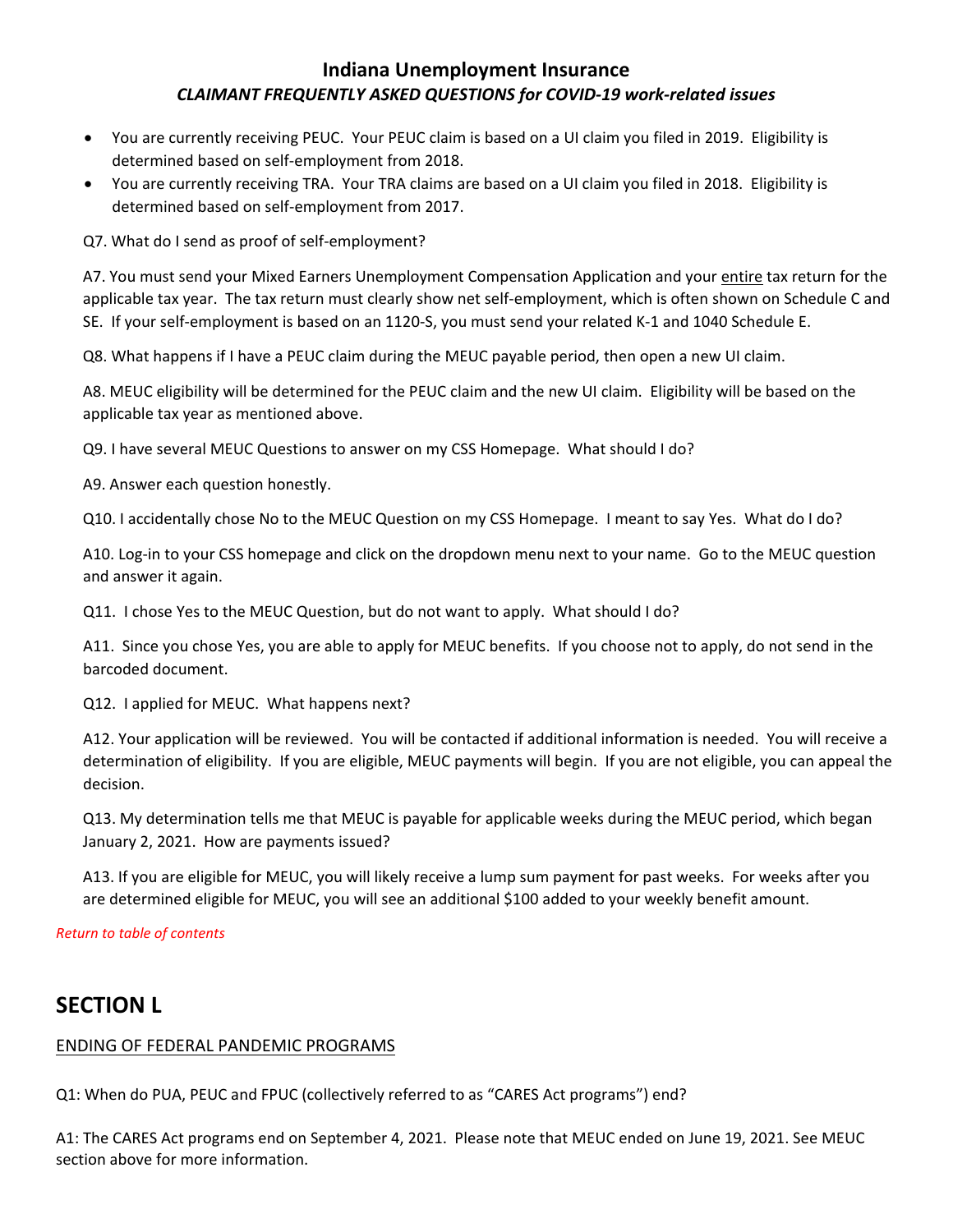- You are currently receiving PEUC. Your PEUC claim is based on a UI claim you filed in 2019. Eligibility is determined based on self-employment from 2018.
- You are currently receiving TRA. Your TRA claims are based on a UI claim you filed in 2018. Eligibility is determined based on self-employment from 2017.

Q7. What do I send as proof of self-employment?

A7. You must send your Mixed Earners Unemployment Compensation Application and your entire tax return for the applicable tax year. The tax return must clearly show net self-employment, which is often shown on Schedule C and SE. If your self-employment is based on an 1120-S, you must send your related K-1 and 1040 Schedule E.

Q8. What happens if I have a PEUC claim during the MEUC payable period, then open a new UI claim.

A8. MEUC eligibility will be determined for the PEUC claim and the new UI claim. Eligibility will be based on the applicable tax year as mentioned above.

Q9. I have several MEUC Questions to answer on my CSS Homepage. What should I do?

A9. Answer each question honestly.

Q10. I accidentally chose No to the MEUC Question on my CSS Homepage. I meant to say Yes. What do I do?

A10. Log-in to your CSS homepage and click on the dropdown menu next to your name. Go to the MEUC question and answer it again.

Q11. I chose Yes to the MEUC Question, but do not want to apply. What should I do?

A11. Since you chose Yes, you are able to apply for MEUC benefits. If you choose not to apply, do not send in the barcoded document.

Q12. I applied for MEUC. What happens next?

A12. Your application will be reviewed. You will be contacted if additional information is needed. You will receive a determination of eligibility. If you are eligible, MEUC payments will begin. If you are not eligible, you can appeal the decision.

Q13. My determination tells me that MEUC is payable for applicable weeks during the MEUC period, which began January 2, 2021. How are payments issued?

A13. If you are eligible for MEUC, you will likely receive a lump sum payment for past weeks. For weeks after you are determined eligible for MEUC, you will see an additional $100 added to your weekly benefit amount.

*Return to table of contents*

# SECTION L

ENDING OF FEDERAL PANDEMIC PROGRAMS

Q1: When do PUA, PEUC and FPUC (collectively referred to as "CARES Act programs") end?

A1: The CARES Act programs end on September 4, 2021. Please note that MEUC ended on June 19, 2021. See MEUC section above for more information.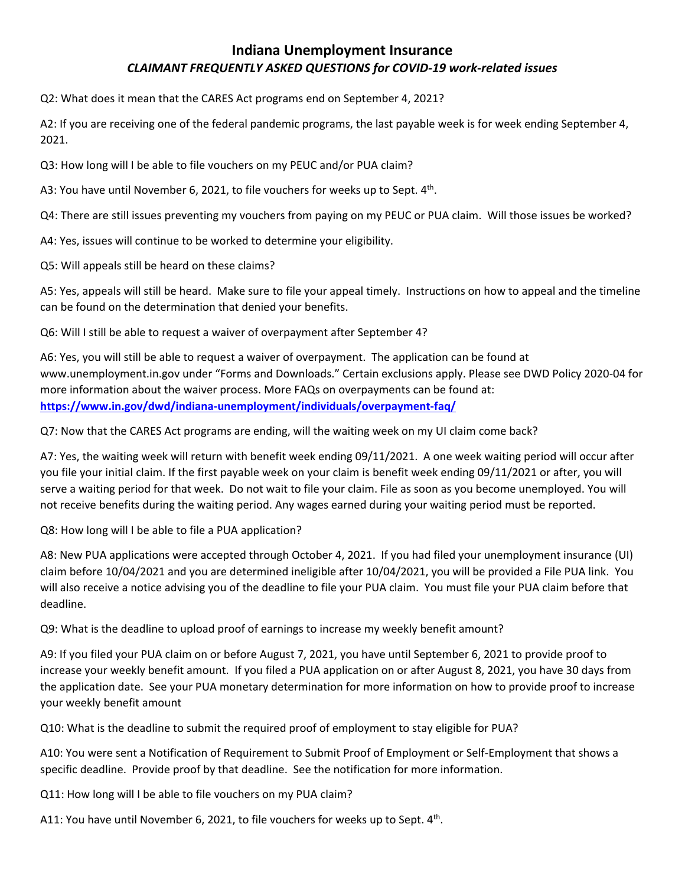# Indiana Unemployment Insurance

## *CLAIMANT FREQUENTLY ASKED QUESTIONS for COVID-19 work-related issues*

Q2: What does it mean that the CARES Act programs end on September 4, 2021?

A2: If you are receiving one of the federal pandemic programs, the last payable week is for week ending September 4, 2021.

Q3: How long will I be able to file vouchers on my PEUC and/or PUA claim?

A3: You have until November 6, 2021, to file vouchers for weeks up to Sept. 4th.

Q4: There are still issues preventing my vouchers from paying on my PEUC or PUA claim. Will those issues be worked?

A4: Yes, issues will continue to be worked to determine your eligibility.

Q5: Will appeals still be heard on these claims?

A5: Yes, appeals will still be heard. Make sure to file your appeal timely. Instructions on how to appeal and the timeline can be found on the determination that denied your benefits.

Q6: Will I still be able to request a waiver of overpayment after September 4?

A6: Yes, you will still be able to request a waiver of overpayment. The application can be found at www.unemployment.in.gov under "Forms and Downloads." Certain exclusions apply. Please see DWD Policy 2020-04 for more information about the waiver process. More FAQs on overpayments can be found at: **https://www.in.gov/dwd/indiana-unemployment/individuals/overpayment-faq/**

Q7: Now that the CARES Act programs are ending, will the waiting week on my UI claim come back?

A7: Yes, the waiting week will return with benefit week ending 09/11/2021. A one week waiting period will occur after you file your initial claim. If the first payable week on your claim is benefit week ending 09/11/2021 or after, you will serve a waiting period for that week. Do not wait to file your claim. File as soon as you become unemployed. You will not receive benefits during the waiting period. Any wages earned during your waiting period must be reported.

Q8: How long will I be able to file a PUA application?

A8: New PUA applications were accepted through October 4, 2021. If you had filed your unemployment insurance (UI) claim before 10/04/2021 and you are determined ineligible after 10/04/2021, you will be provided a File PUA link. You will also receive a notice advising you of the deadline to file your PUA claim. You must file your PUA claim before that deadline.

Q9: What is the deadline to upload proof of earnings to increase my weekly benefit amount?

A9: If you filed your PUA claim on or before August 7, 2021, you have until September 6, 2021 to provide proof to increase your weekly benefit amount. If you filed a PUA application on or after August 8, 2021, you have 30 days from the application date. See your PUA monetary determination for more information on how to provide proof to increase your weekly benefit amount

Q10: What is the deadline to submit the required proof of employment to stay eligible for PUA?

A10: You were sent a Notification of Requirement to Submit Proof of Employment or Self-Employment that shows a specific deadline. Provide proof by that deadline. See the notification for more information.

Q11: How long will I be able to file vouchers on my PUA claim?

A11: You have until November 6, 2021, to file vouchers for weeks up to Sept. 4th.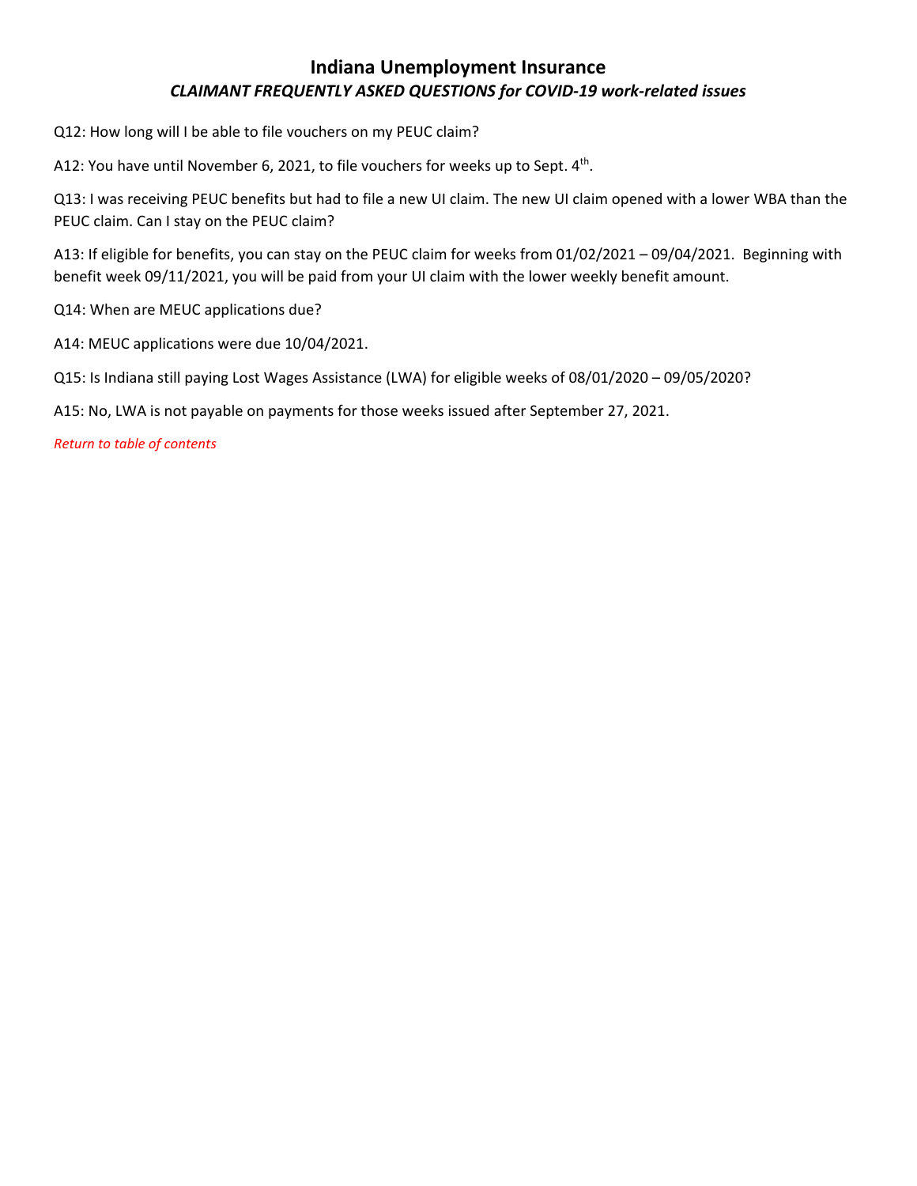## Indiana Unemployment Insurance
### *CLAIMANT FREQUENTLY ASKED QUESTIONS for COVID-19 work-related issues*

Q12: How long will I be able to file vouchers on my PEUC claim?

A12: You have until November 6, 2021, to file vouchers for weeks up to Sept. 4th.

Q13: I was receiving PEUC benefits but had to file a new UI claim. The new UI claim opened with a lower WBA than the PEUC claim. Can I stay on the PEUC claim?

A13: If eligible for benefits, you can stay on the PEUC claim for weeks from 01/02/2021 – 09/04/2021. Beginning with benefit week 09/11/2021, you will be paid from your UI claim with the lower weekly benefit amount.

Q14: When are MEUC applications due?

A14: MEUC applications were due 10/04/2021.

Q15: Is Indiana still paying Lost Wages Assistance (LWA) for eligible weeks of 08/01/2020 – 09/05/2020?

A15: No, LWA is not payable on payments for those weeks issued after September 27, 2021.

*Return to table of contents*